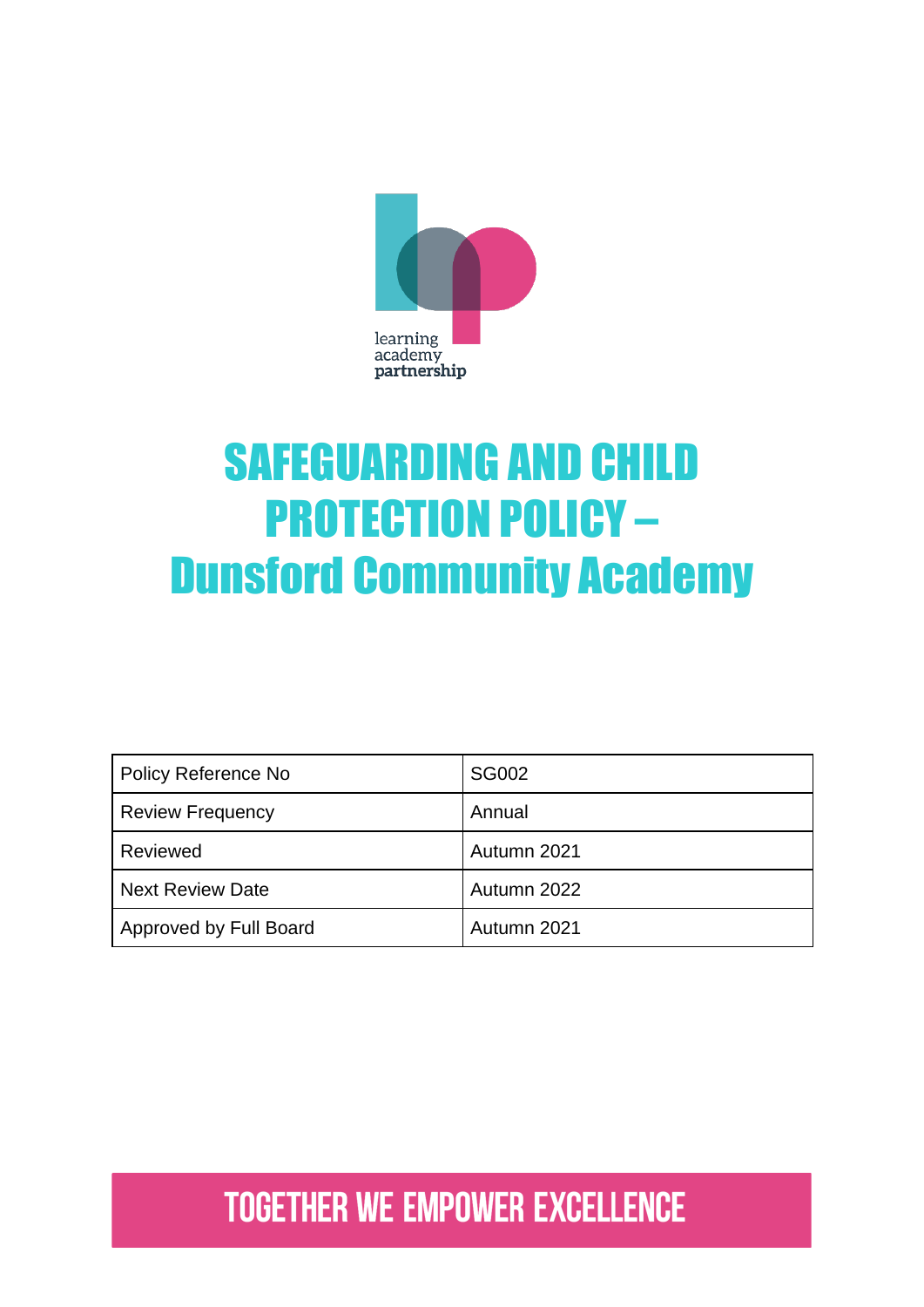learning
academy
partnership

# SAFEGUARDING AND CHILD PROTECTION POLICY – Dunsford Community Academy

| Policy Reference No | SG002 |
| --- | --- |
| Review Frequency | Annual |
| Reviewed | Autumn 2021 |
| Next Review Date | Autumn 2022 |
| Approved by Full Board | Autumn 2021 |

**TOGETHER WE EMPOWER EXCELLENCE**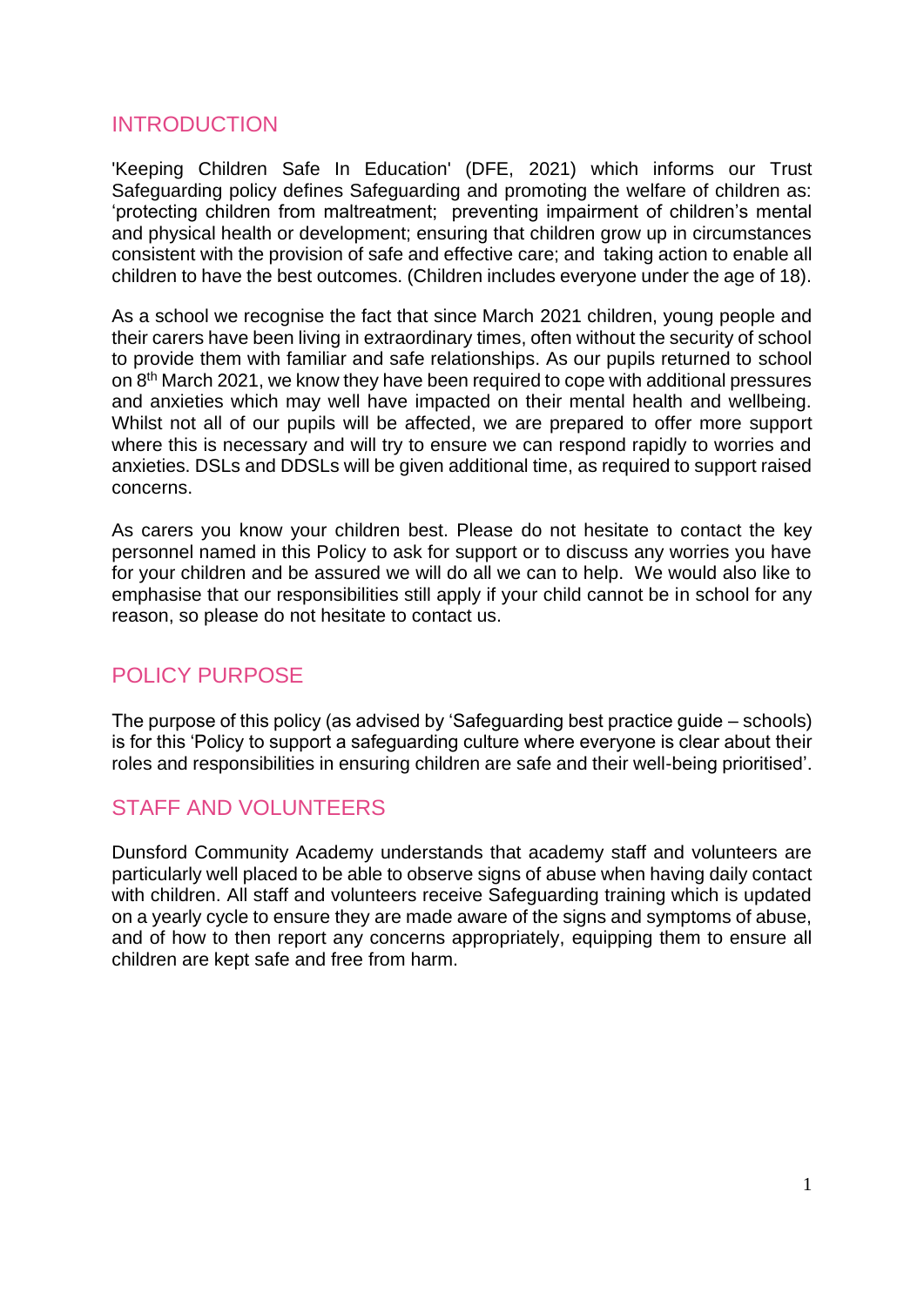## INTRODUCTION

'Keeping Children Safe In Education' (DFE, 2021) which informs our Trust Safeguarding policy defines Safeguarding and promoting the welfare of children as: 'protecting children from maltreatment; preventing impairment of children's mental and physical health or development; ensuring that children grow up in circumstances consistent with the provision of safe and effective care; and taking action to enable all children to have the best outcomes. (Children includes everyone under the age of 18).

As a school we recognise the fact that since March 2021 children, young people and their carers have been living in extraordinary times, often without the security of school to provide them with familiar and safe relationships. As our pupils returned to school on 8th March 2021, we know they have been required to cope with additional pressures and anxieties which may well have impacted on their mental health and wellbeing. Whilst not all of our pupils will be affected, we are prepared to offer more support where this is necessary and will try to ensure we can respond rapidly to worries and anxieties. DSLs and DDSLs will be given additional time, as required to support raised concerns.

As carers you know your children best. Please do not hesitate to contact the key personnel named in this Policy to ask for support or to discuss any worries you have for your children and be assured we will do all we can to help. We would also like to emphasise that our responsibilities still apply if your child cannot be in school for any reason, so please do not hesitate to contact us.

## POLICY PURPOSE

The purpose of this policy (as advised by 'Safeguarding best practice guide – schools) is for this 'Policy to support a safeguarding culture where everyone is clear about their roles and responsibilities in ensuring children are safe and their well-being prioritised'.

## STAFF AND VOLUNTEERS

Dunsford Community Academy understands that academy staff and volunteers are particularly well placed to be able to observe signs of abuse when having daily contact with children. All staff and volunteers receive Safeguarding training which is updated on a yearly cycle to ensure they are made aware of the signs and symptoms of abuse, and of how to then report any concerns appropriately, equipping them to ensure all children are kept safe and free from harm.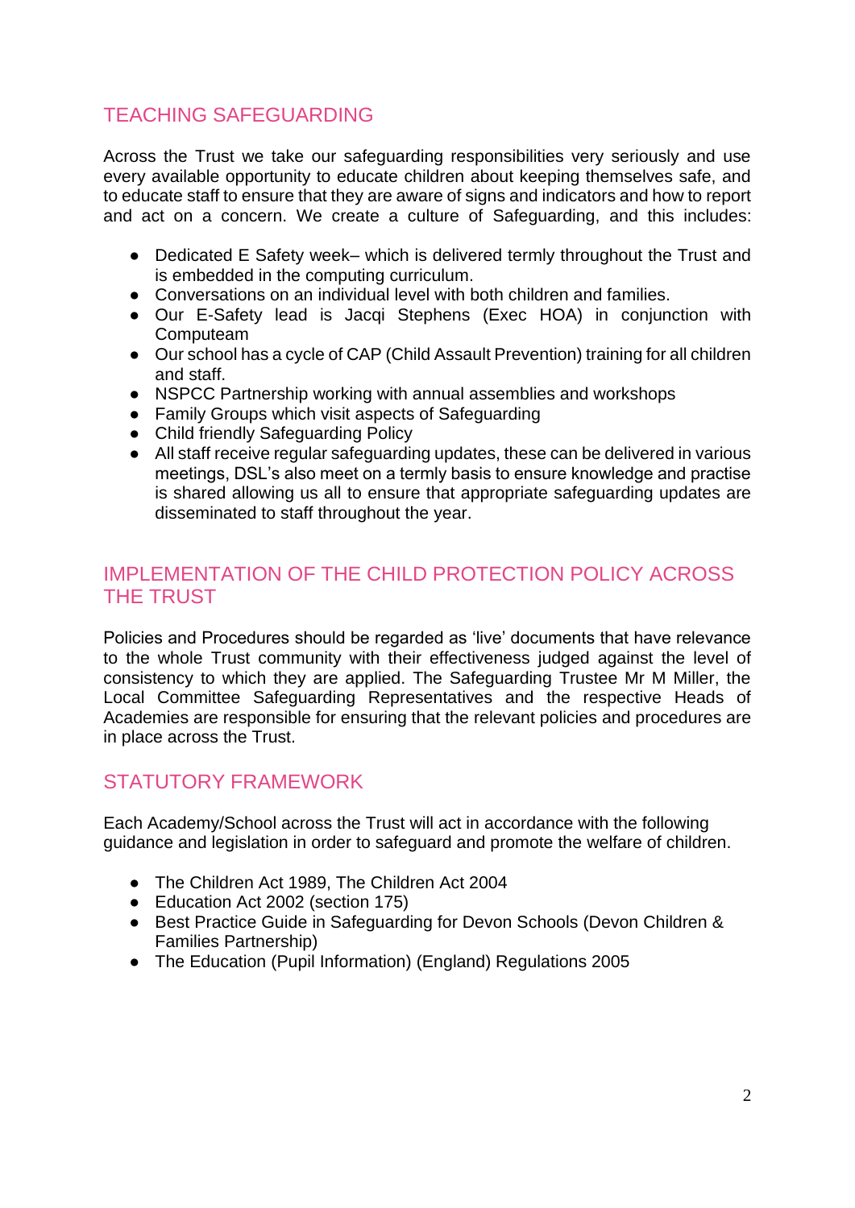## TEACHING SAFEGUARDING

Across the Trust we take our safeguarding responsibilities very seriously and use every available opportunity to educate children about keeping themselves safe, and to educate staff to ensure that they are aware of signs and indicators and how to report and act on a concern. We create a culture of Safeguarding, and this includes:

- Dedicated E Safety week– which is delivered termly throughout the Trust and is embedded in the computing curriculum.
- Conversations on an individual level with both children and families.
- Our E-Safety lead is Jacqi Stephens (Exec HOA) in conjunction with Computeam
- Our school has a cycle of CAP (Child Assault Prevention) training for all children and staff.
- NSPCC Partnership working with annual assemblies and workshops
- Family Groups which visit aspects of Safeguarding
- Child friendly Safeguarding Policy
- All staff receive regular safeguarding updates, these can be delivered in various meetings, DSL's also meet on a termly basis to ensure knowledge and practise is shared allowing us all to ensure that appropriate safeguarding updates are disseminated to staff throughout the year.

## IMPLEMENTATION OF THE CHILD PROTECTION POLICY ACROSS THE TRUST

Policies and Procedures should be regarded as 'live' documents that have relevance to the whole Trust community with their effectiveness judged against the level of consistency to which they are applied. The Safeguarding Trustee Mr M Miller, the Local Committee Safeguarding Representatives and the respective Heads of Academies are responsible for ensuring that the relevant policies and procedures are in place across the Trust.

## STATUTORY FRAMEWORK

Each Academy/School across the Trust will act in accordance with the following guidance and legislation in order to safeguard and promote the welfare of children.

- The Children Act 1989, The Children Act 2004
- Education Act 2002 (section 175)
- Best Practice Guide in Safeguarding for Devon Schools (Devon Children & Families Partnership)
- The Education (Pupil Information) (England) Regulations 2005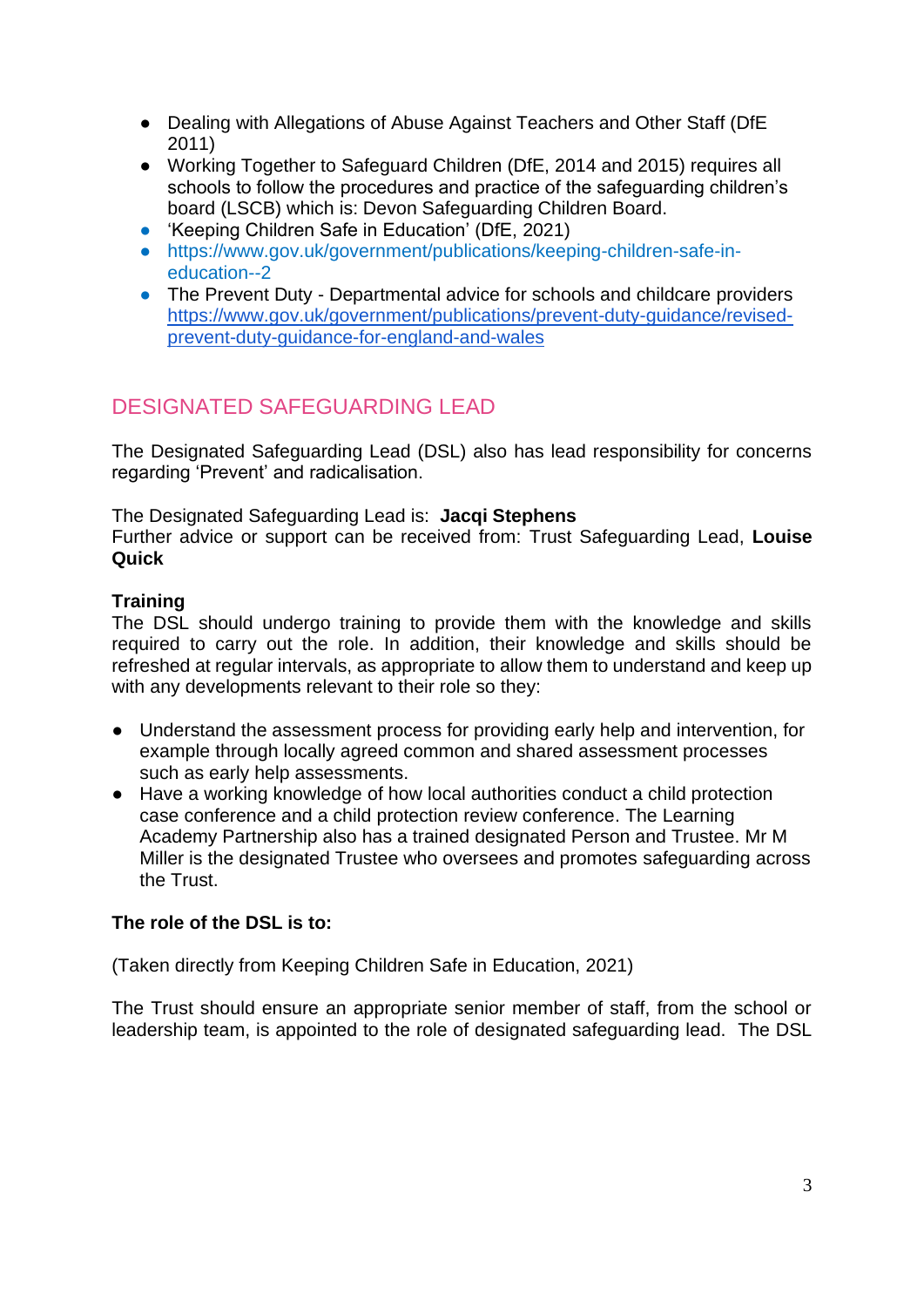- Dealing with Allegations of Abuse Against Teachers and Other Staff (DfE 2011)
- Working Together to Safeguard Children (DfE, 2014 and 2015) requires all schools to follow the procedures and practice of the safeguarding children's board (LSCB) which is: Devon Safeguarding Children Board.
- 'Keeping Children Safe in Education' (DfE, 2021)
- https://www.gov.uk/government/publications/keeping-children-safe-in-education--2
- The Prevent Duty - Departmental advice for schools and childcare providers https://www.gov.uk/government/publications/prevent-duty-guidance/revised-prevent-duty-guidance-for-england-and-wales

## DESIGNATED SAFEGUARDING LEAD

The Designated Safeguarding Lead (DSL) also has lead responsibility for concerns regarding 'Prevent' and radicalisation.

The Designated Safeguarding Lead is: **Jacqi Stephens**
Further advice or support can be received from: Trust Safeguarding Lead, **Louise Quick**

**Training**
The DSL should undergo training to provide them with the knowledge and skills required to carry out the role. In addition, their knowledge and skills should be refreshed at regular intervals, as appropriate to allow them to understand and keep up with any developments relevant to their role so they:

- Understand the assessment process for providing early help and intervention, for example through locally agreed common and shared assessment processes such as early help assessments.
- Have a working knowledge of how local authorities conduct a child protection case conference and a child protection review conference. The Learning Academy Partnership also has a trained designated Person and Trustee. Mr M Miller is the designated Trustee who oversees and promotes safeguarding across the Trust.

**The role of the DSL is to:**

(Taken directly from Keeping Children Safe in Education, 2021)

The Trust should ensure an appropriate senior member of staff, from the school or leadership team, is appointed to the role of designated safeguarding lead. The DSL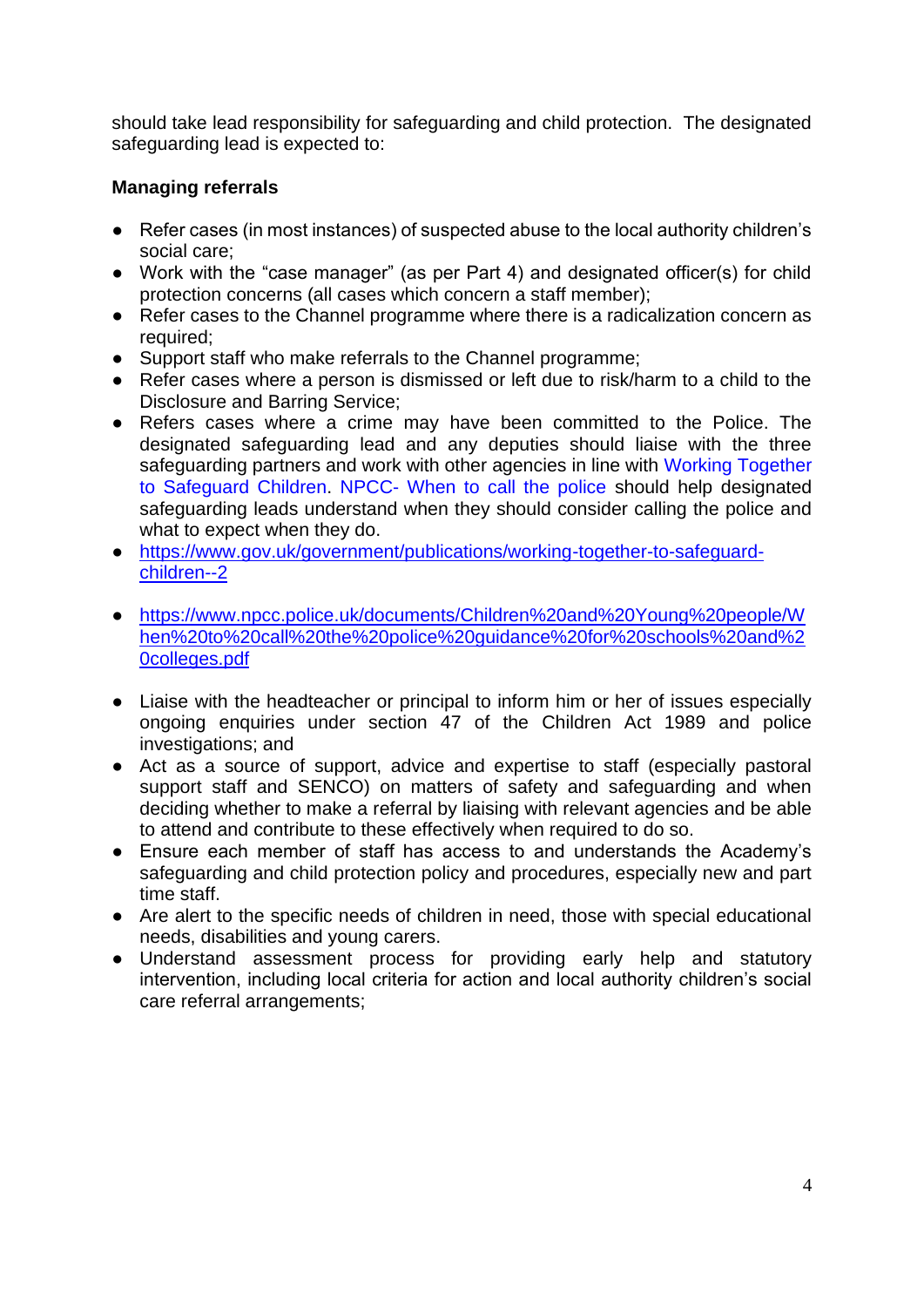should take lead responsibility for safeguarding and child protection. The designated safeguarding lead is expected to:

**Managing referrals**

- Refer cases (in most instances) of suspected abuse to the local authority children's social care;
- Work with the "case manager" (as per Part 4) and designated officer(s) for child protection concerns (all cases which concern a staff member);
- Refer cases to the Channel programme where there is a radicalization concern as required;
- Support staff who make referrals to the Channel programme;
- Refer cases where a person is dismissed or left due to risk/harm to a child to the Disclosure and Barring Service;
- Refers cases where a crime may have been committed to the Police. The designated safeguarding lead and any deputies should liaise with the three safeguarding partners and work with other agencies in line with Working Together to Safeguard Children. NPCC- When to call the police should help designated safeguarding leads understand when they should consider calling the police and what to expect when they do.
- https://www.gov.uk/government/publications/working-together-to-safeguard-children--2
- https://www.npcc.police.uk/documents/Children%20and%20Young%20people/When%20to%20call%20the%20police%20guidance%20for%20schools%20and%20colleges.pdf
- Liaise with the headteacher or principal to inform him or her of issues especially ongoing enquiries under section 47 of the Children Act 1989 and police investigations; and
- Act as a source of support, advice and expertise to staff (especially pastoral support staff and SENCO) on matters of safety and safeguarding and when deciding whether to make a referral by liaising with relevant agencies and be able to attend and contribute to these effectively when required to do so.
- Ensure each member of staff has access to and understands the Academy's safeguarding and child protection policy and procedures, especially new and part time staff.
- Are alert to the specific needs of children in need, those with special educational needs, disabilities and young carers.
- Understand assessment process for providing early help and statutory intervention, including local criteria for action and local authority children's social care referral arrangements;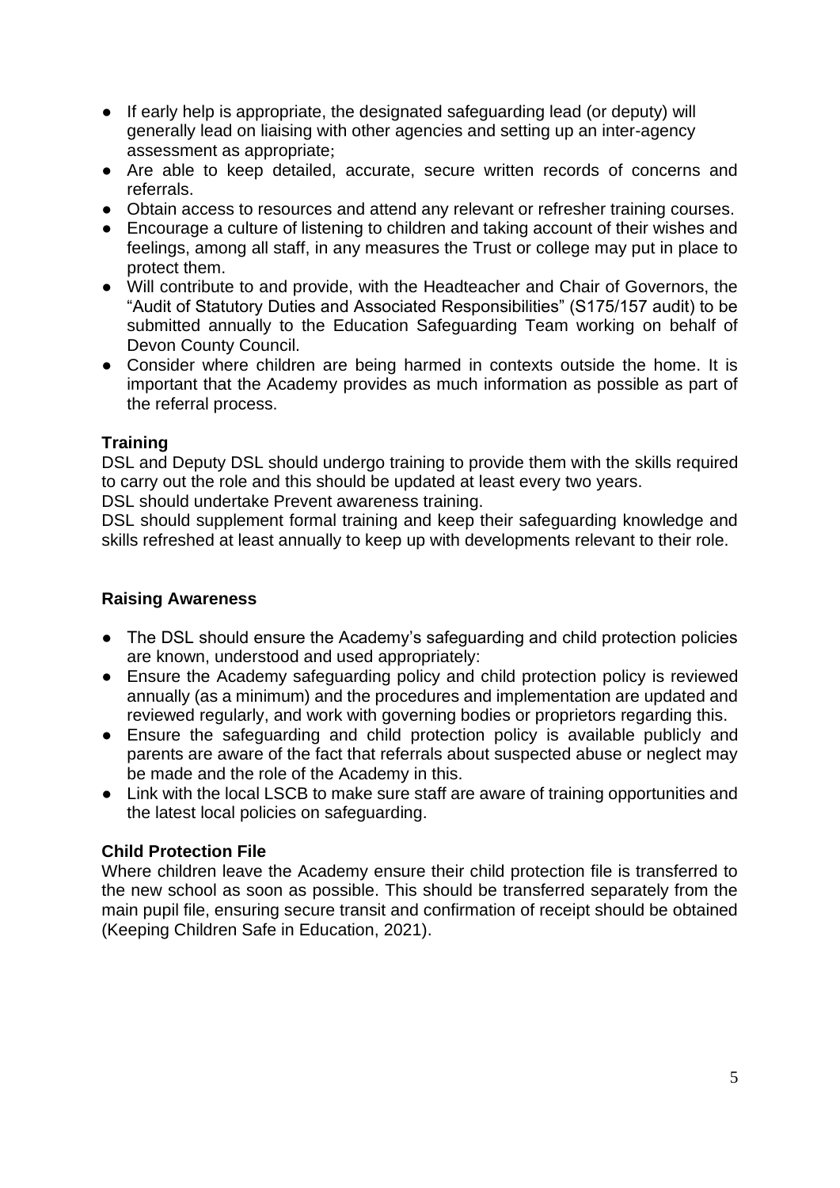- If early help is appropriate, the designated safeguarding lead (or deputy) will generally lead on liaising with other agencies and setting up an inter-agency assessment as appropriate;
- Are able to keep detailed, accurate, secure written records of concerns and referrals.
- Obtain access to resources and attend any relevant or refresher training courses.
- Encourage a culture of listening to children and taking account of their wishes and feelings, among all staff, in any measures the Trust or college may put in place to protect them.
- Will contribute to and provide, with the Headteacher and Chair of Governors, the "Audit of Statutory Duties and Associated Responsibilities" (S175/157 audit) to be submitted annually to the Education Safeguarding Team working on behalf of Devon County Council.
- Consider where children are being harmed in contexts outside the home. It is important that the Academy provides as much information as possible as part of the referral process.

**Training**

DSL and Deputy DSL should undergo training to provide them with the skills required to carry out the role and this should be updated at least every two years.

DSL should undertake Prevent awareness training.

DSL should supplement formal training and keep their safeguarding knowledge and skills refreshed at least annually to keep up with developments relevant to their role.

**Raising Awareness**

- The DSL should ensure the Academy's safeguarding and child protection policies are known, understood and used appropriately:
- Ensure the Academy safeguarding policy and child protection policy is reviewed annually (as a minimum) and the procedures and implementation are updated and reviewed regularly, and work with governing bodies or proprietors regarding this.
- Ensure the safeguarding and child protection policy is available publicly and parents are aware of the fact that referrals about suspected abuse or neglect may be made and the role of the Academy in this.
- Link with the local LSCB to make sure staff are aware of training opportunities and the latest local policies on safeguarding.

**Child Protection File**

Where children leave the Academy ensure their child protection file is transferred to the new school as soon as possible. This should be transferred separately from the main pupil file, ensuring secure transit and confirmation of receipt should be obtained (Keeping Children Safe in Education, 2021).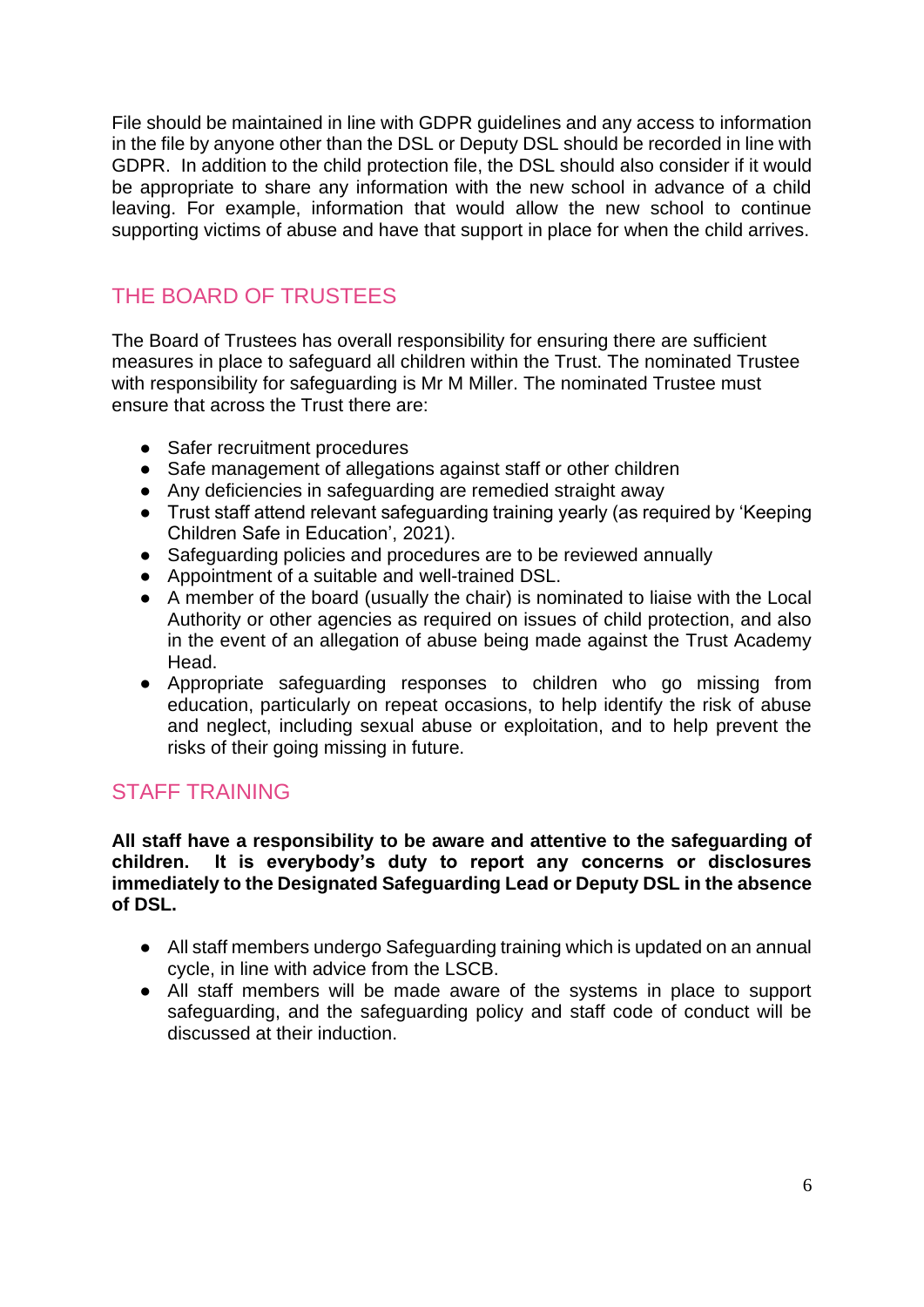File should be maintained in line with GDPR guidelines and any access to information in the file by anyone other than the DSL or Deputy DSL should be recorded in line with GDPR. In addition to the child protection file, the DSL should also consider if it would be appropriate to share any information with the new school in advance of a child leaving. For example, information that would allow the new school to continue supporting victims of abuse and have that support in place for when the child arrives.

## THE BOARD OF TRUSTEES

The Board of Trustees has overall responsibility for ensuring there are sufficient measures in place to safeguard all children within the Trust. The nominated Trustee with responsibility for safeguarding is Mr M Miller. The nominated Trustee must ensure that across the Trust there are:

- Safer recruitment procedures
- Safe management of allegations against staff or other children
- Any deficiencies in safeguarding are remedied straight away
- Trust staff attend relevant safeguarding training yearly (as required by 'Keeping Children Safe in Education', 2021).
- Safeguarding policies and procedures are to be reviewed annually
- Appointment of a suitable and well-trained DSL.
- A member of the board (usually the chair) is nominated to liaise with the Local Authority or other agencies as required on issues of child protection, and also in the event of an allegation of abuse being made against the Trust Academy Head.
- Appropriate safeguarding responses to children who go missing from education, particularly on repeat occasions, to help identify the risk of abuse and neglect, including sexual abuse or exploitation, and to help prevent the risks of their going missing in future.

## STAFF TRAINING

**All staff have a responsibility to be aware and attentive to the safeguarding of children. It is everybody's duty to report any concerns or disclosures immediately to the Designated Safeguarding Lead or Deputy DSL in the absence of DSL.**

- All staff members undergo Safeguarding training which is updated on an annual cycle, in line with advice from the LSCB.
- All staff members will be made aware of the systems in place to support safeguarding, and the safeguarding policy and staff code of conduct will be discussed at their induction.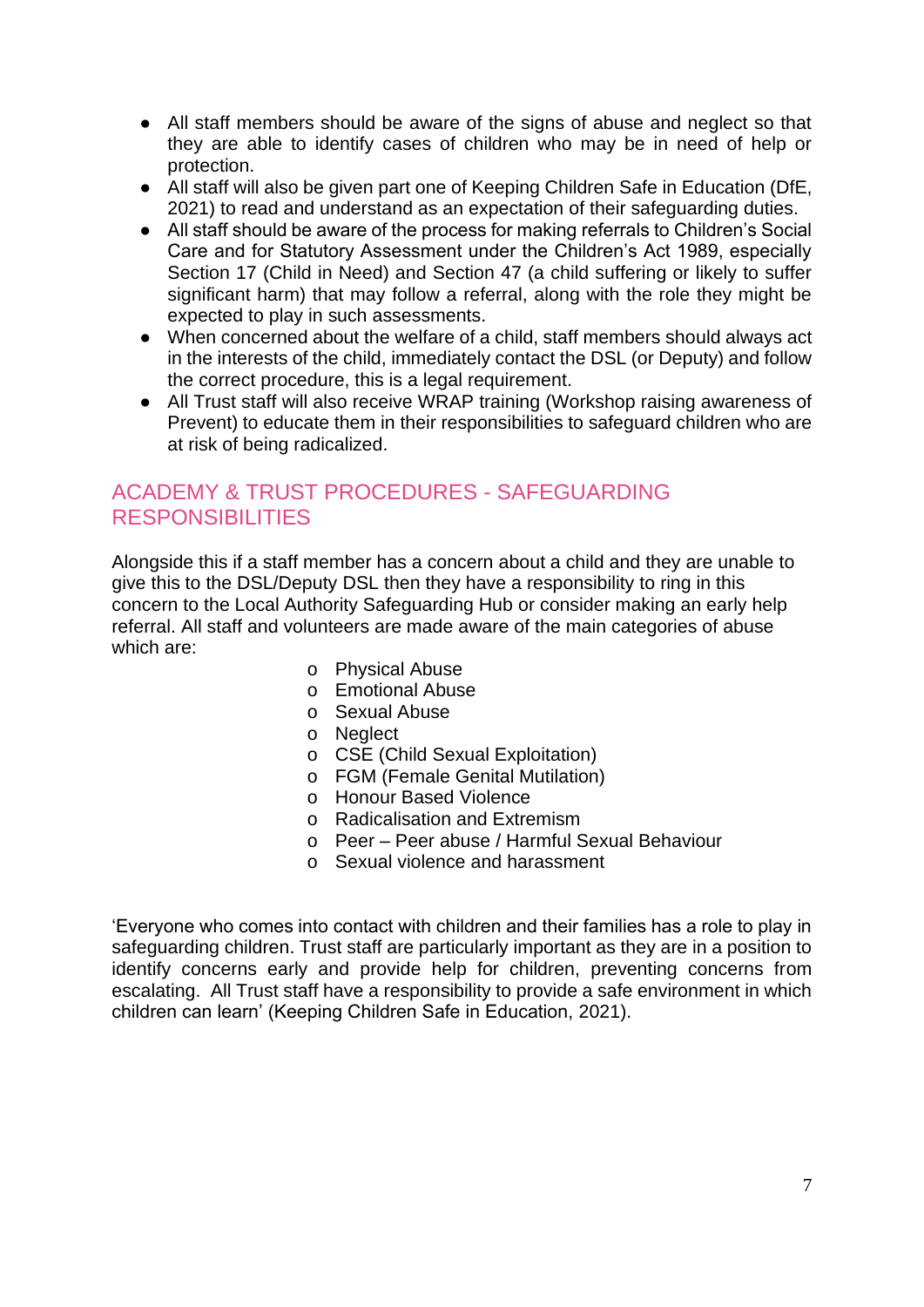- All staff members should be aware of the signs of abuse and neglect so that they are able to identify cases of children who may be in need of help or protection.
- All staff will also be given part one of Keeping Children Safe in Education (DfE, 2021) to read and understand as an expectation of their safeguarding duties.
- All staff should be aware of the process for making referrals to Children's Social Care and for Statutory Assessment under the Children's Act 1989, especially Section 17 (Child in Need) and Section 47 (a child suffering or likely to suffer significant harm) that may follow a referral, along with the role they might be expected to play in such assessments.
- When concerned about the welfare of a child, staff members should always act in the interests of the child, immediately contact the DSL (or Deputy) and follow the correct procedure, this is a legal requirement.
- All Trust staff will also receive WRAP training (Workshop raising awareness of Prevent) to educate them in their responsibilities to safeguard children who are at risk of being radicalized.

## ACADEMY & TRUST PROCEDURES - SAFEGUARDING RESPONSIBILITIES

Alongside this if a staff member has a concern about a child and they are unable to give this to the DSL/Deputy DSL then they have a responsibility to ring in this concern to the Local Authority Safeguarding Hub or consider making an early help referral. All staff and volunteers are made aware of the main categories of abuse which are:

- Physical Abuse
- Emotional Abuse
- Sexual Abuse
- Neglect
- CSE (Child Sexual Exploitation)
- FGM (Female Genital Mutilation)
- Honour Based Violence
- Radicalisation and Extremism
- Peer – Peer abuse / Harmful Sexual Behaviour
- Sexual violence and harassment

'Everyone who comes into contact with children and their families has a role to play in safeguarding children. Trust staff are particularly important as they are in a position to identify concerns early and provide help for children, preventing concerns from escalating. All Trust staff have a responsibility to provide a safe environment in which children can learn' (Keeping Children Safe in Education, 2021).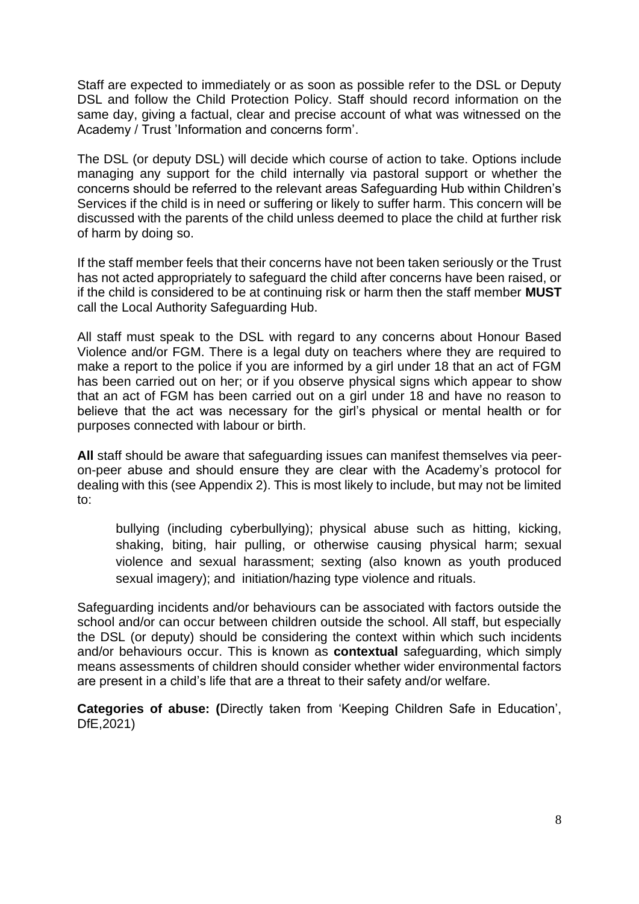Staff are expected to immediately or as soon as possible refer to the DSL or Deputy DSL and follow the Child Protection Policy. Staff should record information on the same day, giving a factual, clear and precise account of what was witnessed on the Academy / Trust 'Information and concerns form'.

The DSL (or deputy DSL) will decide which course of action to take. Options include managing any support for the child internally via pastoral support or whether the concerns should be referred to the relevant areas Safeguarding Hub within Children's Services if the child is in need or suffering or likely to suffer harm. This concern will be discussed with the parents of the child unless deemed to place the child at further risk of harm by doing so.

If the staff member feels that their concerns have not been taken seriously or the Trust has not acted appropriately to safeguard the child after concerns have been raised, or if the child is considered to be at continuing risk or harm then the staff member **MUST** call the Local Authority Safeguarding Hub.

All staff must speak to the DSL with regard to any concerns about Honour Based Violence and/or FGM. There is a legal duty on teachers where they are required to make a report to the police if you are informed by a girl under 18 that an act of FGM has been carried out on her; or if you observe physical signs which appear to show that an act of FGM has been carried out on a girl under 18 and have no reason to believe that the act was necessary for the girl's physical or mental health or for purposes connected with labour or birth.

**All** staff should be aware that safeguarding issues can manifest themselves via peer-on-peer abuse and should ensure they are clear with the Academy's protocol for dealing with this (see Appendix 2). This is most likely to include, but may not be limited to:

> bullying (including cyberbullying); physical abuse such as hitting, kicking, shaking, biting, hair pulling, or otherwise causing physical harm; sexual violence and sexual harassment; sexting (also known as youth produced sexual imagery); and initiation/hazing type violence and rituals.

Safeguarding incidents and/or behaviours can be associated with factors outside the school and/or can occur between children outside the school. All staff, but especially the DSL (or deputy) should be considering the context within which such incidents and/or behaviours occur. This is known as **contextual** safeguarding, which simply means assessments of children should consider whether wider environmental factors are present in a child's life that are a threat to their safety and/or welfare.

**Categories of abuse: (**Directly taken from 'Keeping Children Safe in Education', DfE,2021)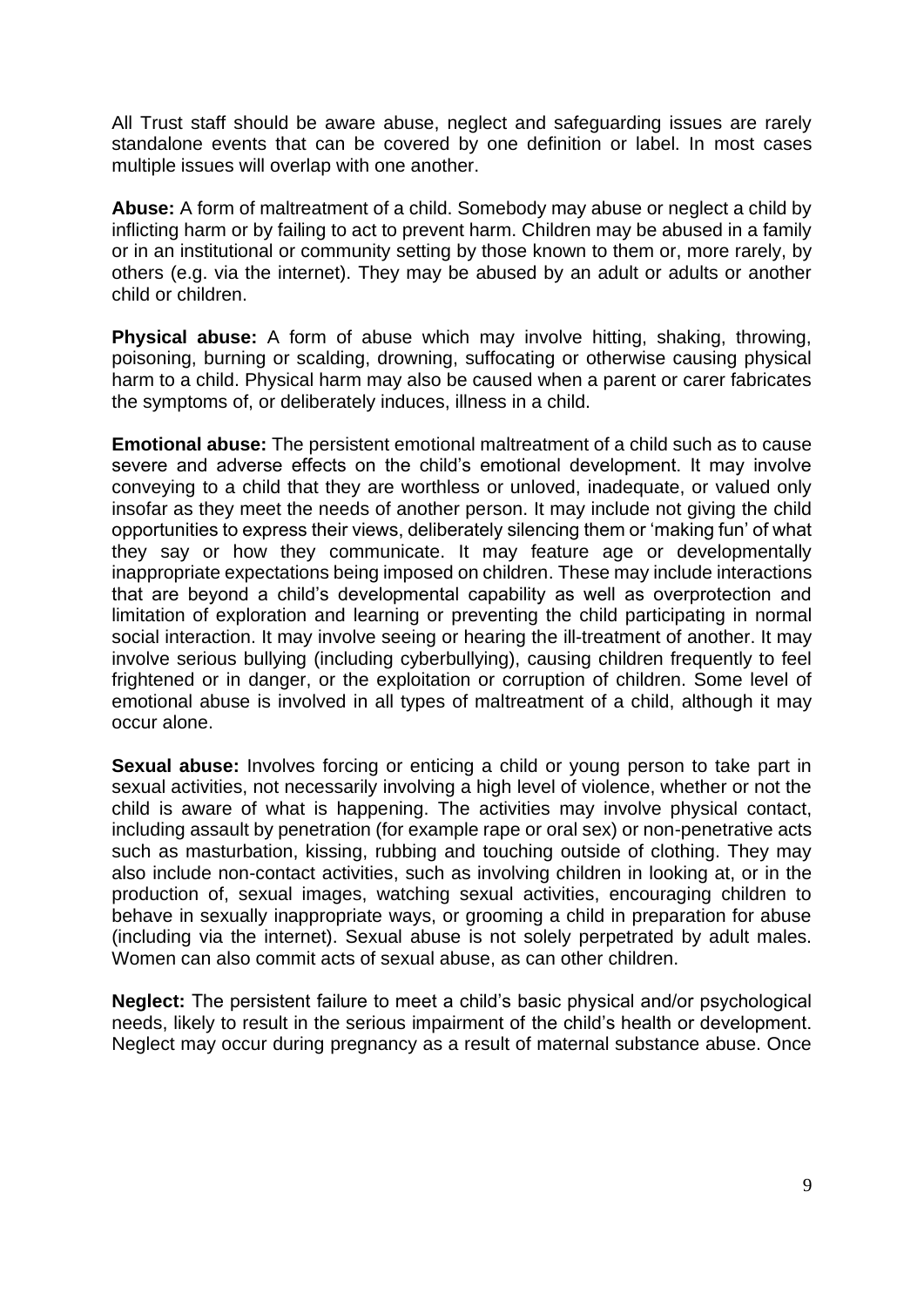All Trust staff should be aware abuse, neglect and safeguarding issues are rarely standalone events that can be covered by one definition or label. In most cases multiple issues will overlap with one another.

**Abuse:** A form of maltreatment of a child. Somebody may abuse or neglect a child by inflicting harm or by failing to act to prevent harm. Children may be abused in a family or in an institutional or community setting by those known to them or, more rarely, by others (e.g. via the internet). They may be abused by an adult or adults or another child or children.

**Physical abuse:** A form of abuse which may involve hitting, shaking, throwing, poisoning, burning or scalding, drowning, suffocating or otherwise causing physical harm to a child. Physical harm may also be caused when a parent or carer fabricates the symptoms of, or deliberately induces, illness in a child.

**Emotional abuse:** The persistent emotional maltreatment of a child such as to cause severe and adverse effects on the child's emotional development. It may involve conveying to a child that they are worthless or unloved, inadequate, or valued only insofar as they meet the needs of another person. It may include not giving the child opportunities to express their views, deliberately silencing them or 'making fun' of what they say or how they communicate. It may feature age or developmentally inappropriate expectations being imposed on children. These may include interactions that are beyond a child's developmental capability as well as overprotection and limitation of exploration and learning or preventing the child participating in normal social interaction. It may involve seeing or hearing the ill-treatment of another. It may involve serious bullying (including cyberbullying), causing children frequently to feel frightened or in danger, or the exploitation or corruption of children. Some level of emotional abuse is involved in all types of maltreatment of a child, although it may occur alone.

**Sexual abuse:** Involves forcing or enticing a child or young person to take part in sexual activities, not necessarily involving a high level of violence, whether or not the child is aware of what is happening. The activities may involve physical contact, including assault by penetration (for example rape or oral sex) or non-penetrative acts such as masturbation, kissing, rubbing and touching outside of clothing. They may also include non-contact activities, such as involving children in looking at, or in the production of, sexual images, watching sexual activities, encouraging children to behave in sexually inappropriate ways, or grooming a child in preparation for abuse (including via the internet). Sexual abuse is not solely perpetrated by adult males. Women can also commit acts of sexual abuse, as can other children.

**Neglect:** The persistent failure to meet a child's basic physical and/or psychological needs, likely to result in the serious impairment of the child's health or development. Neglect may occur during pregnancy as a result of maternal substance abuse. Once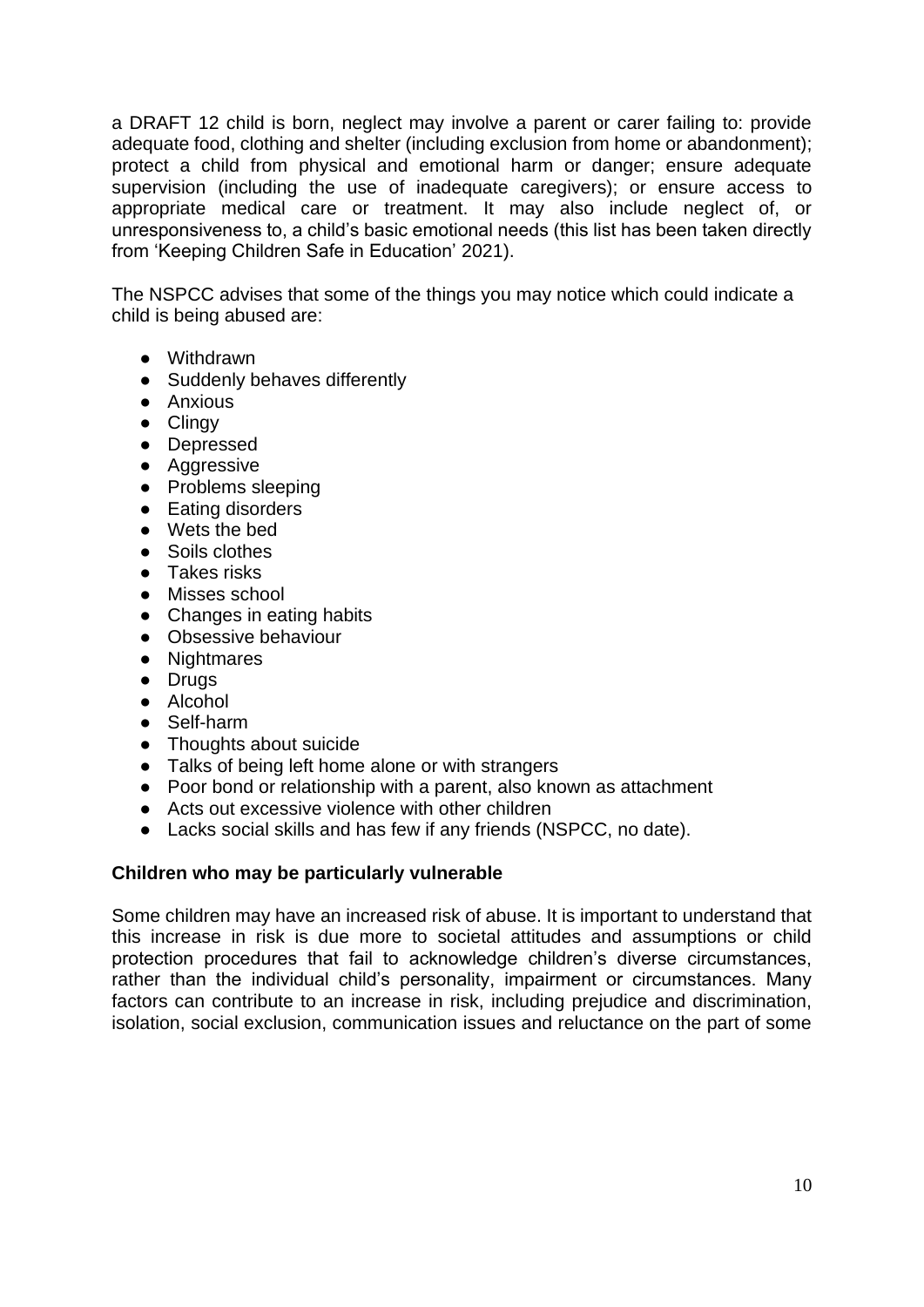a DRAFT 12 child is born, neglect may involve a parent or carer failing to: provide adequate food, clothing and shelter (including exclusion from home or abandonment); protect a child from physical and emotional harm or danger; ensure adequate supervision (including the use of inadequate caregivers); or ensure access to appropriate medical care or treatment. It may also include neglect of, or unresponsiveness to, a child's basic emotional needs (this list has been taken directly from 'Keeping Children Safe in Education' 2021).

The NSPCC advises that some of the things you may notice which could indicate a child is being abused are:

- Withdrawn
- Suddenly behaves differently
- Anxious
- Clingy
- Depressed
- Aggressive
- Problems sleeping
- Eating disorders
- Wets the bed
- Soils clothes
- Takes risks
- Misses school
- Changes in eating habits
- Obsessive behaviour
- Nightmares
- Drugs
- Alcohol
- Self-harm
- Thoughts about suicide
- Talks of being left home alone or with strangers
- Poor bond or relationship with a parent, also known as attachment
- Acts out excessive violence with other children
- Lacks social skills and has few if any friends (NSPCC, no date).

**Children who may be particularly vulnerable**

Some children may have an increased risk of abuse. It is important to understand that this increase in risk is due more to societal attitudes and assumptions or child protection procedures that fail to acknowledge children's diverse circumstances, rather than the individual child's personality, impairment or circumstances. Many factors can contribute to an increase in risk, including prejudice and discrimination, isolation, social exclusion, communication issues and reluctance on the part of some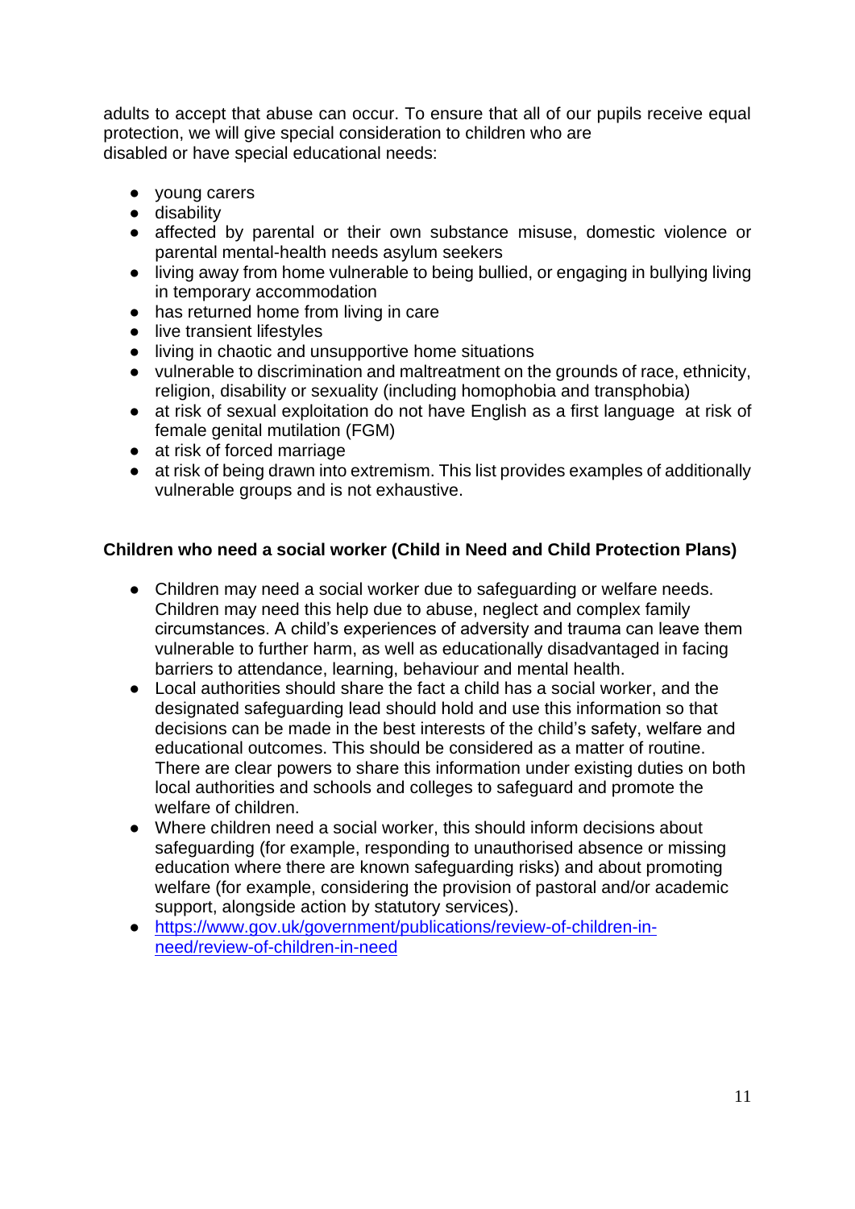adults to accept that abuse can occur. To ensure that all of our pupils receive equal protection, we will give special consideration to children who are disabled or have special educational needs:

- young carers
- disability
- affected by parental or their own substance misuse, domestic violence or parental mental-health needs asylum seekers
- living away from home vulnerable to being bullied, or engaging in bullying living in temporary accommodation
- has returned home from living in care
- live transient lifestyles
- living in chaotic and unsupportive home situations
- vulnerable to discrimination and maltreatment on the grounds of race, ethnicity, religion, disability or sexuality (including homophobia and transphobia)
- at risk of sexual exploitation do not have English as a first language at risk of female genital mutilation (FGM)
- at risk of forced marriage
- at risk of being drawn into extremism. This list provides examples of additionally vulnerable groups and is not exhaustive.

**Children who need a social worker (Child in Need and Child Protection Plans)**

- Children may need a social worker due to safeguarding or welfare needs. Children may need this help due to abuse, neglect and complex family circumstances. A child's experiences of adversity and trauma can leave them vulnerable to further harm, as well as educationally disadvantaged in facing barriers to attendance, learning, behaviour and mental health.
- Local authorities should share the fact a child has a social worker, and the designated safeguarding lead should hold and use this information so that decisions can be made in the best interests of the child's safety, welfare and educational outcomes. This should be considered as a matter of routine. There are clear powers to share this information under existing duties on both local authorities and schools and colleges to safeguard and promote the welfare of children.
- Where children need a social worker, this should inform decisions about safeguarding (for example, responding to unauthorised absence or missing education where there are known safeguarding risks) and about promoting welfare (for example, considering the provision of pastoral and/or academic support, alongside action by statutory services).
- [https://www.gov.uk/government/publications/review-of-children-in-need/review-of-children-in-need](https://www.gov.uk/government/publications/review-of-children-in-need/review-of-children-in-need)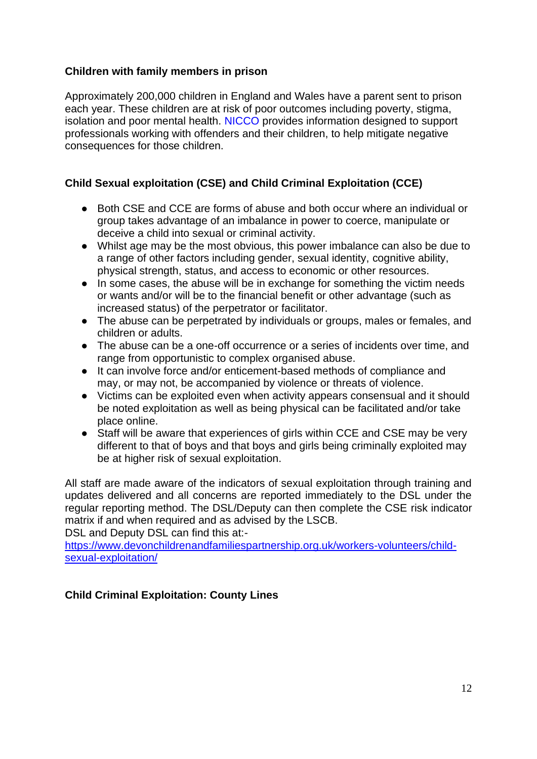**Children with family members in prison**

Approximately 200,000 children in England and Wales have a parent sent to prison each year. These children are at risk of poor outcomes including poverty, stigma, isolation and poor mental health. NICCO provides information designed to support professionals working with offenders and their children, to help mitigate negative consequences for those children.

**Child Sexual exploitation (CSE) and Child Criminal Exploitation (CCE)**

- Both CSE and CCE are forms of abuse and both occur where an individual or group takes advantage of an imbalance in power to coerce, manipulate or deceive a child into sexual or criminal activity.
- Whilst age may be the most obvious, this power imbalance can also be due to a range of other factors including gender, sexual identity, cognitive ability, physical strength, status, and access to economic or other resources.
- In some cases, the abuse will be in exchange for something the victim needs or wants and/or will be to the financial benefit or other advantage (such as increased status) of the perpetrator or facilitator.
- The abuse can be perpetrated by individuals or groups, males or females, and children or adults.
- The abuse can be a one-off occurrence or a series of incidents over time, and range from opportunistic to complex organised abuse.
- It can involve force and/or enticement-based methods of compliance and may, or may not, be accompanied by violence or threats of violence.
- Victims can be exploited even when activity appears consensual and it should be noted exploitation as well as being physical can be facilitated and/or take place online.
- Staff will be aware that experiences of girls within CCE and CSE may be very different to that of boys and that boys and girls being criminally exploited may be at higher risk of sexual exploitation.

All staff are made aware of the indicators of sexual exploitation through training and updates delivered and all concerns are reported immediately to the DSL under the regular reporting method. The DSL/Deputy can then complete the CSE risk indicator matrix if and when required and as advised by the LSCB.
DSL and Deputy DSL can find this at:-
https://www.devonchildrenandfamiliespartnership.org.uk/workers-volunteers/child-sexual-exploitation/

**Child Criminal Exploitation: County Lines**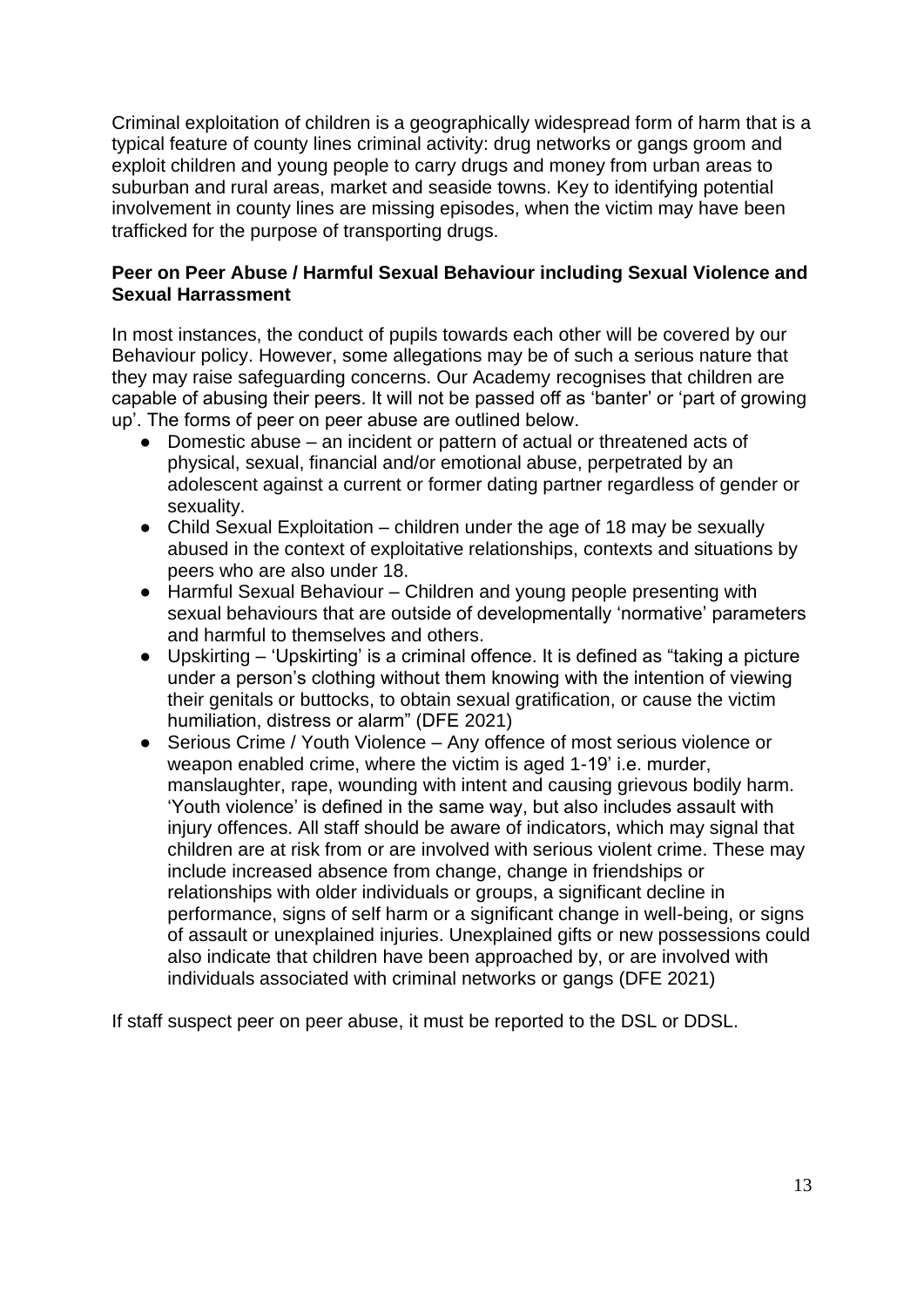Criminal exploitation of children is a geographically widespread form of harm that is a typical feature of county lines criminal activity: drug networks or gangs groom and exploit children and young people to carry drugs and money from urban areas to suburban and rural areas, market and seaside towns. Key to identifying potential involvement in county lines are missing episodes, when the victim may have been trafficked for the purpose of transporting drugs.

**Peer on Peer Abuse / Harmful Sexual Behaviour including Sexual Violence and Sexual Harrassment**

In most instances, the conduct of pupils towards each other will be covered by our Behaviour policy. However, some allegations may be of such a serious nature that they may raise safeguarding concerns. Our Academy recognises that children are capable of abusing their peers. It will not be passed off as 'banter' or 'part of growing up'. The forms of peer on peer abuse are outlined below.

- Domestic abuse – an incident or pattern of actual or threatened acts of physical, sexual, financial and/or emotional abuse, perpetrated by an adolescent against a current or former dating partner regardless of gender or sexuality.
- Child Sexual Exploitation – children under the age of 18 may be sexually abused in the context of exploitative relationships, contexts and situations by peers who are also under 18.
- Harmful Sexual Behaviour – Children and young people presenting with sexual behaviours that are outside of developmentally 'normative' parameters and harmful to themselves and others.
- Upskirting – 'Upskirting' is a criminal offence. It is defined as "taking a picture under a person's clothing without them knowing with the intention of viewing their genitals or buttocks, to obtain sexual gratification, or cause the victim humiliation, distress or alarm" (DFE 2021)
- Serious Crime / Youth Violence – Any offence of most serious violence or weapon enabled crime, where the victim is aged 1-19' i.e. murder, manslaughter, rape, wounding with intent and causing grievous bodily harm. 'Youth violence' is defined in the same way, but also includes assault with injury offences. All staff should be aware of indicators, which may signal that children are at risk from or are involved with serious violent crime. These may include increased absence from change, change in friendships or relationships with older individuals or groups, a significant decline in performance, signs of self harm or a significant change in well-being, or signs of assault or unexplained injuries. Unexplained gifts or new possessions could also indicate that children have been approached by, or are involved with individuals associated with criminal networks or gangs (DFE 2021)

If staff suspect peer on peer abuse, it must be reported to the DSL or DDSL.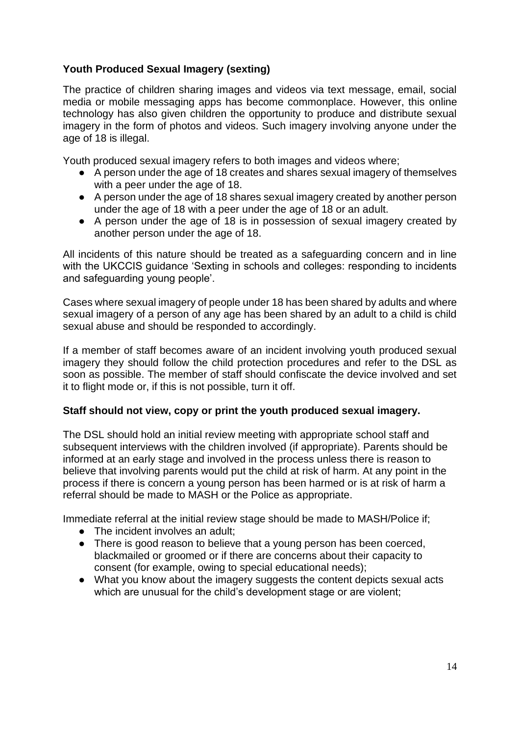**Youth Produced Sexual Imagery (sexting)**

The practice of children sharing images and videos via text message, email, social media or mobile messaging apps has become commonplace. However, this online technology has also given children the opportunity to produce and distribute sexual imagery in the form of photos and videos. Such imagery involving anyone under the age of 18 is illegal.

Youth produced sexual imagery refers to both images and videos where;

- A person under the age of 18 creates and shares sexual imagery of themselves with a peer under the age of 18.
- A person under the age of 18 shares sexual imagery created by another person under the age of 18 with a peer under the age of 18 or an adult.
- A person under the age of 18 is in possession of sexual imagery created by another person under the age of 18.

All incidents of this nature should be treated as a safeguarding concern and in line with the UKCCIS guidance 'Sexting in schools and colleges: responding to incidents and safeguarding young people'.

Cases where sexual imagery of people under 18 has been shared by adults and where sexual imagery of a person of any age has been shared by an adult to a child is child sexual abuse and should be responded to accordingly.

If a member of staff becomes aware of an incident involving youth produced sexual imagery they should follow the child protection procedures and refer to the DSL as soon as possible. The member of staff should confiscate the device involved and set it to flight mode or, if this is not possible, turn it off.

**Staff should not view, copy or print the youth produced sexual imagery.**

The DSL should hold an initial review meeting with appropriate school staff and subsequent interviews with the children involved (if appropriate). Parents should be informed at an early stage and involved in the process unless there is reason to believe that involving parents would put the child at risk of harm. At any point in the process if there is concern a young person has been harmed or is at risk of harm a referral should be made to MASH or the Police as appropriate.

Immediate referral at the initial review stage should be made to MASH/Police if;

- The incident involves an adult;
- There is good reason to believe that a young person has been coerced, blackmailed or groomed or if there are concerns about their capacity to consent (for example, owing to special educational needs);
- What you know about the imagery suggests the content depicts sexual acts which are unusual for the child's development stage or are violent;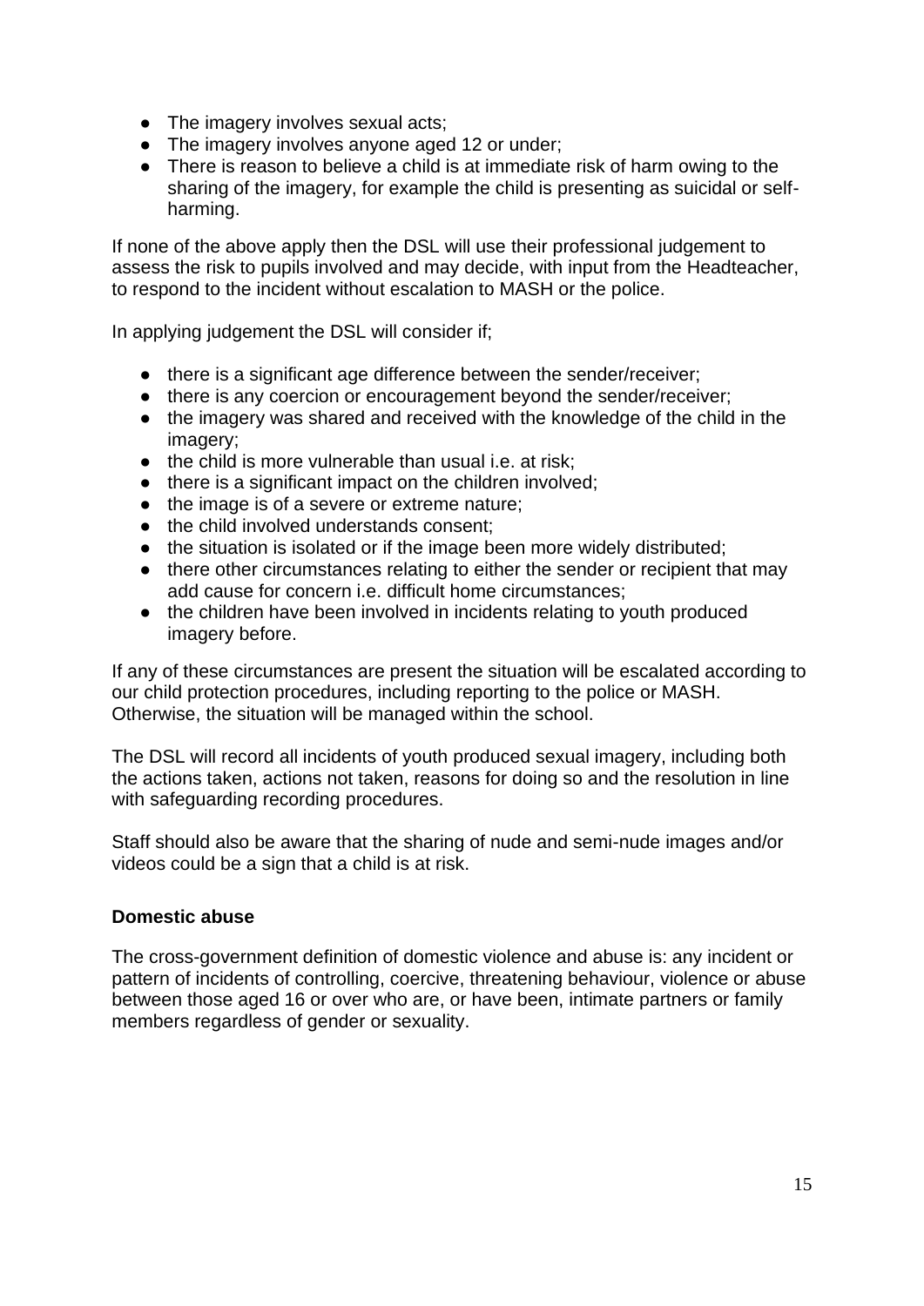- The imagery involves sexual acts;
- The imagery involves anyone aged 12 or under;
- There is reason to believe a child is at immediate risk of harm owing to the sharing of the imagery, for example the child is presenting as suicidal or self-harming.

If none of the above apply then the DSL will use their professional judgement to assess the risk to pupils involved and may decide, with input from the Headteacher, to respond to the incident without escalation to MASH or the police.

In applying judgement the DSL will consider if;

- there is a significant age difference between the sender/receiver;
- there is any coercion or encouragement beyond the sender/receiver;
- the imagery was shared and received with the knowledge of the child in the imagery;
- the child is more vulnerable than usual i.e. at risk;
- there is a significant impact on the children involved;
- the image is of a severe or extreme nature;
- the child involved understands consent;
- the situation is isolated or if the image been more widely distributed;
- there other circumstances relating to either the sender or recipient that may add cause for concern i.e. difficult home circumstances;
- the children have been involved in incidents relating to youth produced imagery before.

If any of these circumstances are present the situation will be escalated according to our child protection procedures, including reporting to the police or MASH. Otherwise, the situation will be managed within the school.

The DSL will record all incidents of youth produced sexual imagery, including both the actions taken, actions not taken, reasons for doing so and the resolution in line with safeguarding recording procedures.

Staff should also be aware that the sharing of nude and semi-nude images and/or videos could be a sign that a child is at risk.

**Domestic abuse**

The cross-government definition of domestic violence and abuse is: any incident or pattern of incidents of controlling, coercive, threatening behaviour, violence or abuse between those aged 16 or over who are, or have been, intimate partners or family members regardless of gender or sexuality.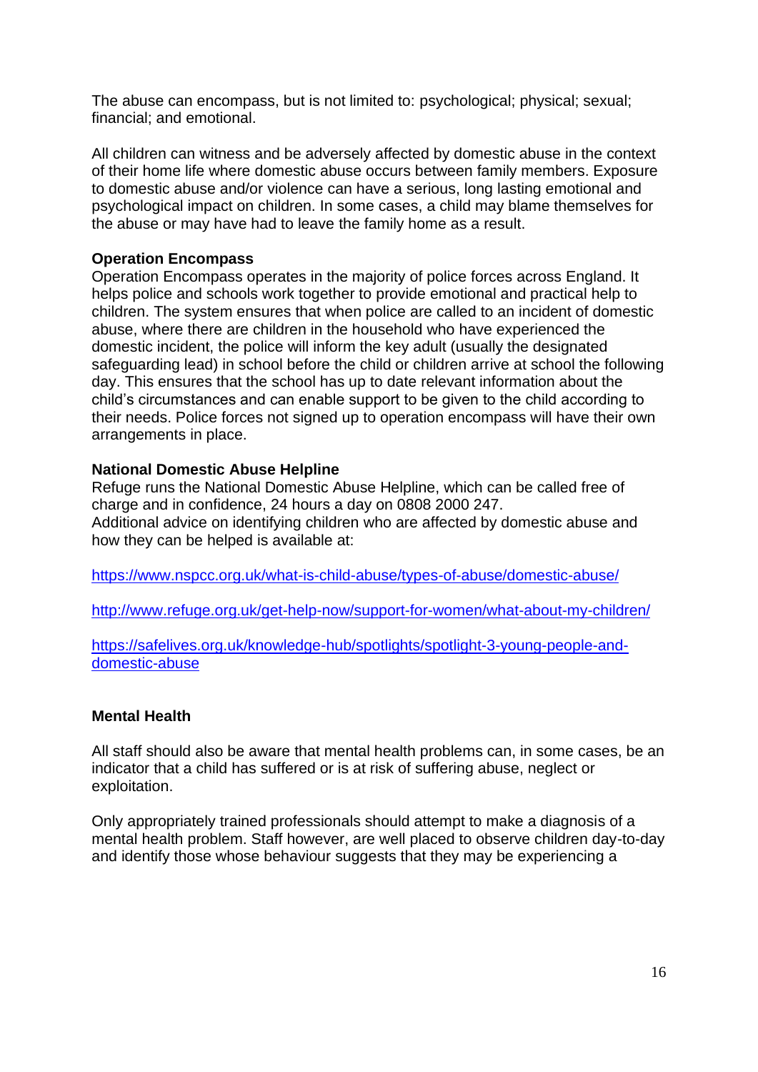The abuse can encompass, but is not limited to: psychological; physical; sexual; financial; and emotional.

All children can witness and be adversely affected by domestic abuse in the context of their home life where domestic abuse occurs between family members. Exposure to domestic abuse and/or violence can have a serious, long lasting emotional and psychological impact on children. In some cases, a child may blame themselves for the abuse or may have had to leave the family home as a result.

**Operation Encompass**
Operation Encompass operates in the majority of police forces across England. It helps police and schools work together to provide emotional and practical help to children. The system ensures that when police are called to an incident of domestic abuse, where there are children in the household who have experienced the domestic incident, the police will inform the key adult (usually the designated safeguarding lead) in school before the child or children arrive at school the following day. This ensures that the school has up to date relevant information about the child's circumstances and can enable support to be given to the child according to their needs. Police forces not signed up to operation encompass will have their own arrangements in place.

**National Domestic Abuse Helpline**
Refuge runs the National Domestic Abuse Helpline, which can be called free of charge and in confidence, 24 hours a day on 0808 2000 247.
Additional advice on identifying children who are affected by domestic abuse and how they can be helped is available at:

https://www.nspcc.org.uk/what-is-child-abuse/types-of-abuse/domestic-abuse/

http://www.refuge.org.uk/get-help-now/support-for-women/what-about-my-children/

https://safelives.org.uk/knowledge-hub/spotlights/spotlight-3-young-people-and-domestic-abuse

**Mental Health**

All staff should also be aware that mental health problems can, in some cases, be an indicator that a child has suffered or is at risk of suffering abuse, neglect or exploitation.

Only appropriately trained professionals should attempt to make a diagnosis of a mental health problem. Staff however, are well placed to observe children day-to-day and identify those whose behaviour suggests that they may be experiencing a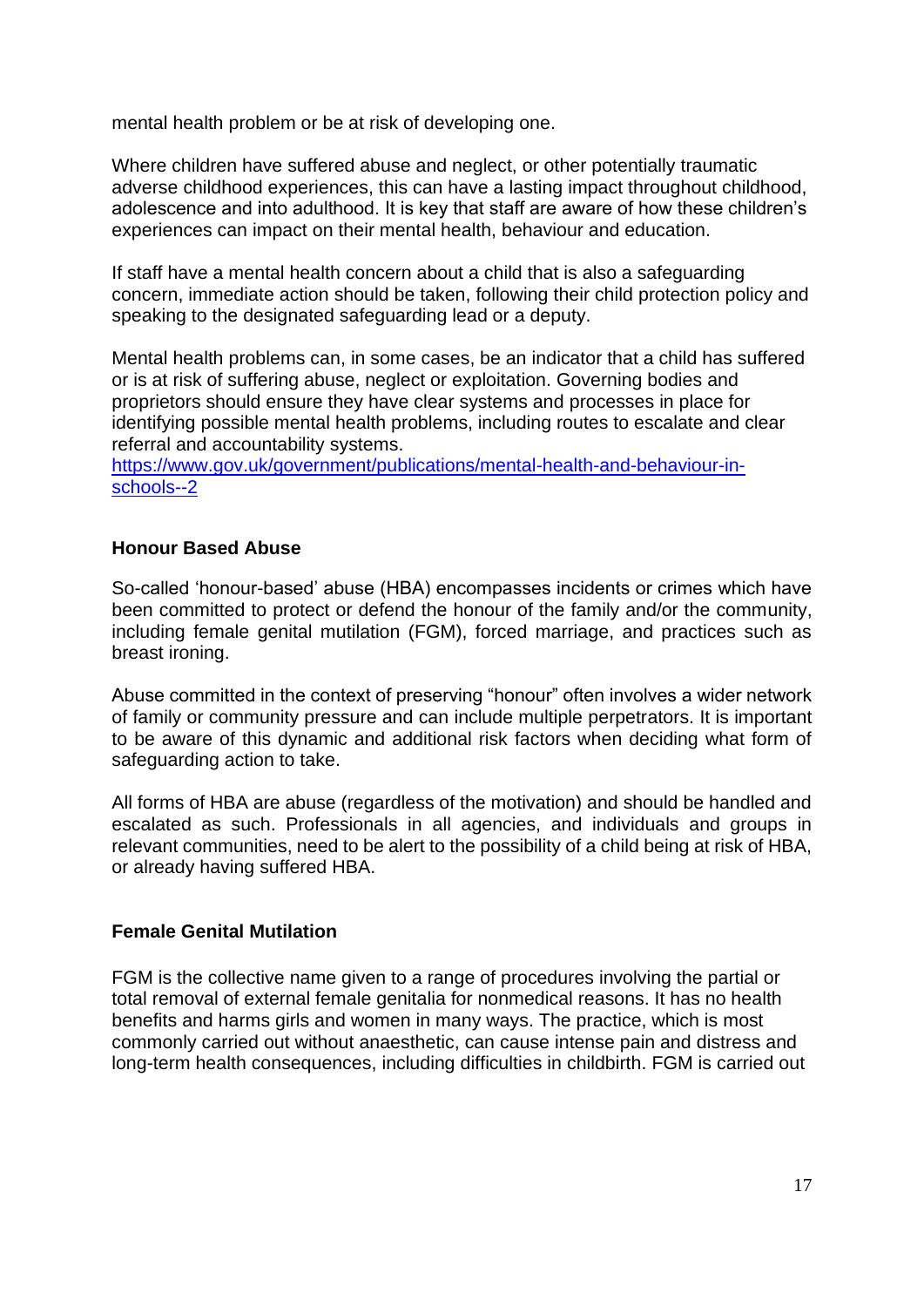mental health problem or be at risk of developing one.

Where children have suffered abuse and neglect, or other potentially traumatic adverse childhood experiences, this can have a lasting impact throughout childhood, adolescence and into adulthood. It is key that staff are aware of how these children's experiences can impact on their mental health, behaviour and education.

If staff have a mental health concern about a child that is also a safeguarding concern, immediate action should be taken, following their child protection policy and speaking to the designated safeguarding lead or a deputy.

Mental health problems can, in some cases, be an indicator that a child has suffered or is at risk of suffering abuse, neglect or exploitation. Governing bodies and proprietors should ensure they have clear systems and processes in place for identifying possible mental health problems, including routes to escalate and clear referral and accountability systems.
[https://www.gov.uk/government/publications/mental-health-and-behaviour-in-schools--2](https://www.gov.uk/government/publications/mental-health-and-behaviour-in-schools--2)

## Honour Based Abuse

So-called 'honour-based' abuse (HBA) encompasses incidents or crimes which have been committed to protect or defend the honour of the family and/or the community, including female genital mutilation (FGM), forced marriage, and practices such as breast ironing.

Abuse committed in the context of preserving "honour" often involves a wider network of family or community pressure and can include multiple perpetrators. It is important to be aware of this dynamic and additional risk factors when deciding what form of safeguarding action to take.

All forms of HBA are abuse (regardless of the motivation) and should be handled and escalated as such. Professionals in all agencies, and individuals and groups in relevant communities, need to be alert to the possibility of a child being at risk of HBA, or already having suffered HBA.

## Female Genital Mutilation

FGM is the collective name given to a range of procedures involving the partial or total removal of external female genitalia for nonmedical reasons. It has no health benefits and harms girls and women in many ways. The practice, which is most commonly carried out without anaesthetic, can cause intense pain and distress and long-term health consequences, including difficulties in childbirth. FGM is carried out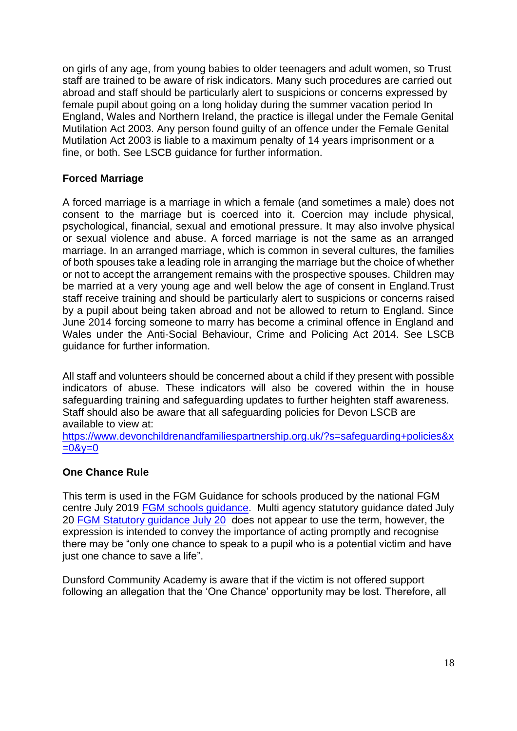on girls of any age, from young babies to older teenagers and adult women, so Trust staff are trained to be aware of risk indicators. Many such procedures are carried out abroad and staff should be particularly alert to suspicions or concerns expressed by female pupil about going on a long holiday during the summer vacation period In England, Wales and Northern Ireland, the practice is illegal under the Female Genital Mutilation Act 2003. Any person found guilty of an offence under the Female Genital Mutilation Act 2003 is liable to a maximum penalty of 14 years imprisonment or a fine, or both. See LSCB guidance for further information.

**Forced Marriage**

A forced marriage is a marriage in which a female (and sometimes a male) does not consent to the marriage but is coerced into it. Coercion may include physical, psychological, financial, sexual and emotional pressure. It may also involve physical or sexual violence and abuse. A forced marriage is not the same as an arranged marriage. In an arranged marriage, which is common in several cultures, the families of both spouses take a leading role in arranging the marriage but the choice of whether or not to accept the arrangement remains with the prospective spouses. Children may be married at a very young age and well below the age of consent in England.Trust staff receive training and should be particularly alert to suspicions or concerns raised by a pupil about being taken abroad and not be allowed to return to England. Since June 2014 forcing someone to marry has become a criminal offence in England and Wales under the Anti-Social Behaviour, Crime and Policing Act 2014. See LSCB guidance for further information.

All staff and volunteers should be concerned about a child if they present with possible indicators of abuse. These indicators will also be covered within the in house safeguarding training and safeguarding updates to further heighten staff awareness. Staff should also be aware that all safeguarding policies for Devon LSCB are available to view at:
https://www.devonchildrenandfamiliespartnership.org.uk/?s=safeguarding+policies&x=0&y=0

**One Chance Rule**

This term is used in the FGM Guidance for schools produced by the national FGM centre July 2019 FGM schools guidance. Multi agency statutory guidance dated July 20 FGM Statutory guidance July 20 does not appear to use the term, however, the expression is intended to convey the importance of acting promptly and recognise there may be "only one chance to speak to a pupil who is a potential victim and have just one chance to save a life".

Dunsford Community Academy is aware that if the victim is not offered support following an allegation that the 'One Chance' opportunity may be lost. Therefore, all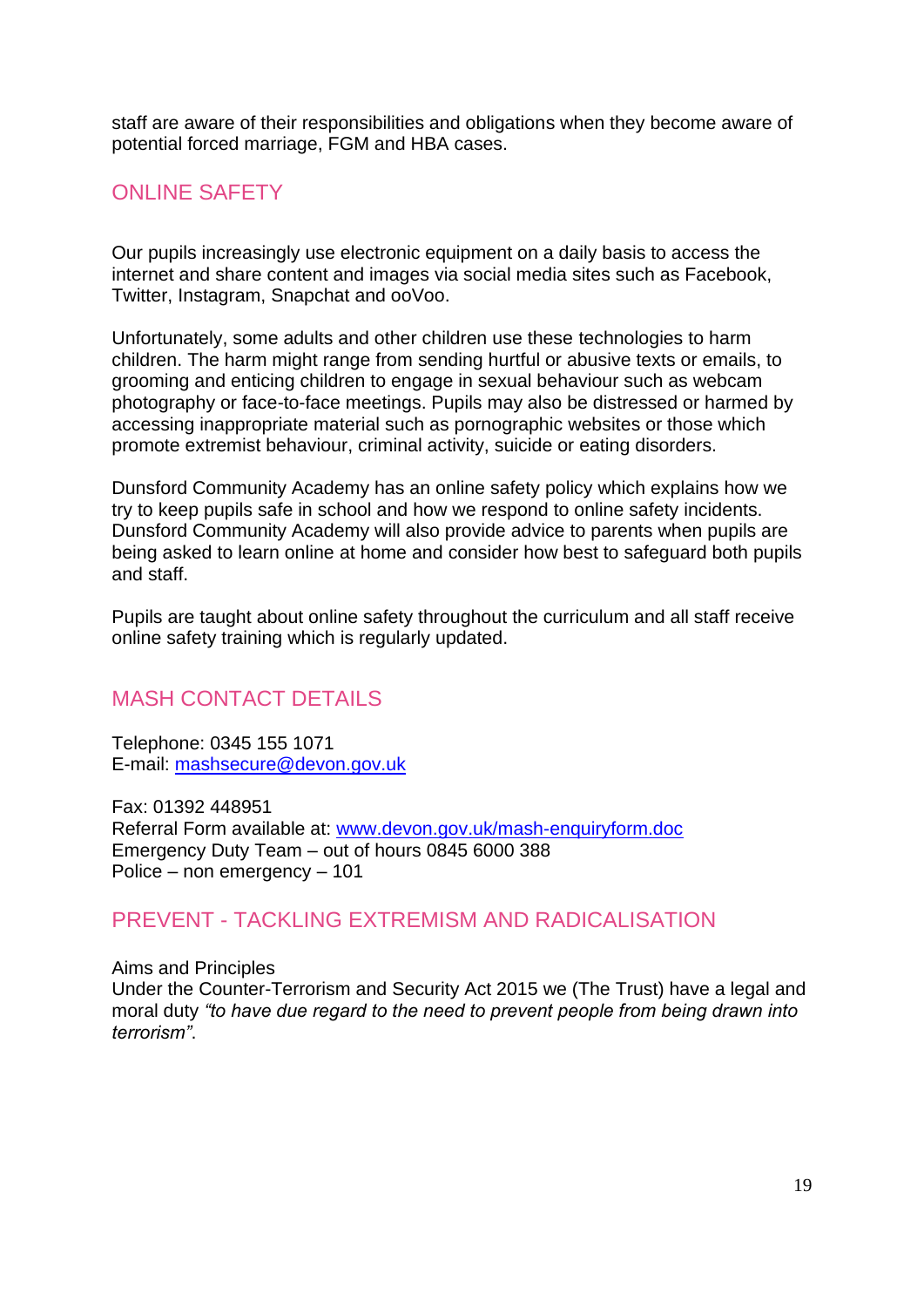staff are aware of their responsibilities and obligations when they become aware of potential forced marriage, FGM and HBA cases.

## ONLINE SAFETY

Our pupils increasingly use electronic equipment on a daily basis to access the internet and share content and images via social media sites such as Facebook, Twitter, Instagram, Snapchat and ooVoo.

Unfortunately, some adults and other children use these technologies to harm children. The harm might range from sending hurtful or abusive texts or emails, to grooming and enticing children to engage in sexual behaviour such as webcam photography or face-to-face meetings. Pupils may also be distressed or harmed by accessing inappropriate material such as pornographic websites or those which promote extremist behaviour, criminal activity, suicide or eating disorders.

Dunsford Community Academy has an online safety policy which explains how we try to keep pupils safe in school and how we respond to online safety incidents. Dunsford Community Academy will also provide advice to parents when pupils are being asked to learn online at home and consider how best to safeguard both pupils and staff.

Pupils are taught about online safety throughout the curriculum and all staff receive online safety training which is regularly updated.

## MASH CONTACT DETAILS

Telephone: 0345 155 1071
E-mail: [mashsecure@devon.gov.uk](mailto:mashsecure@devon.gov.uk)

Fax: 01392 448951
Referral Form available at: [www.devon.gov.uk/mash-enquiryform.doc](http://www.devon.gov.uk/mash-enquiryform.doc)
Emergency Duty Team – out of hours 0845 6000 388
Police – non emergency – 101

## PREVENT - TACKLING EXTREMISM AND RADICALISATION

Aims and Principles
Under the Counter-Terrorism and Security Act 2015 we (The Trust) have a legal and moral duty *"to have due regard to the need to prevent people from being drawn into terrorism"*.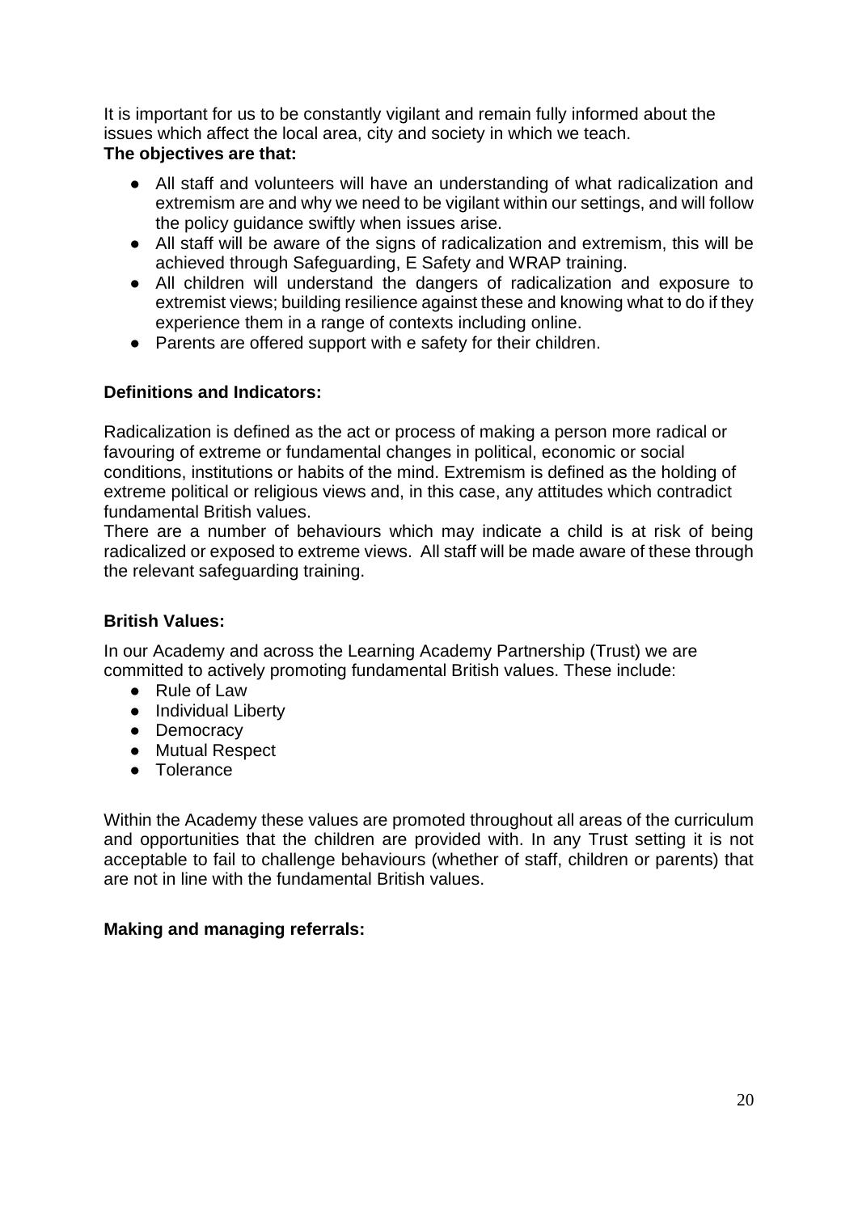It is important for us to be constantly vigilant and remain fully informed about the issues which affect the local area, city and society in which we teach.

**The objectives are that:**

- All staff and volunteers will have an understanding of what radicalization and extremism are and why we need to be vigilant within our settings, and will follow the policy guidance swiftly when issues arise.
- All staff will be aware of the signs of radicalization and extremism, this will be achieved through Safeguarding, E Safety and WRAP training.
- All children will understand the dangers of radicalization and exposure to extremist views; building resilience against these and knowing what to do if they experience them in a range of contexts including online.
- Parents are offered support with e safety for their children.

**Definitions and Indicators:**

Radicalization is defined as the act or process of making a person more radical or favouring of extreme or fundamental changes in political, economic or social conditions, institutions or habits of the mind. Extremism is defined as the holding of extreme political or religious views and, in this case, any attitudes which contradict fundamental British values.

There are a number of behaviours which may indicate a child is at risk of being radicalized or exposed to extreme views. All staff will be made aware of these through the relevant safeguarding training.

**British Values:**

In our Academy and across the Learning Academy Partnership (Trust) we are committed to actively promoting fundamental British values. These include:

- Rule of Law
- Individual Liberty
- Democracy
- Mutual Respect
- Tolerance

Within the Academy these values are promoted throughout all areas of the curriculum and opportunities that the children are provided with. In any Trust setting it is not acceptable to fail to challenge behaviours (whether of staff, children or parents) that are not in line with the fundamental British values.

**Making and managing referrals:**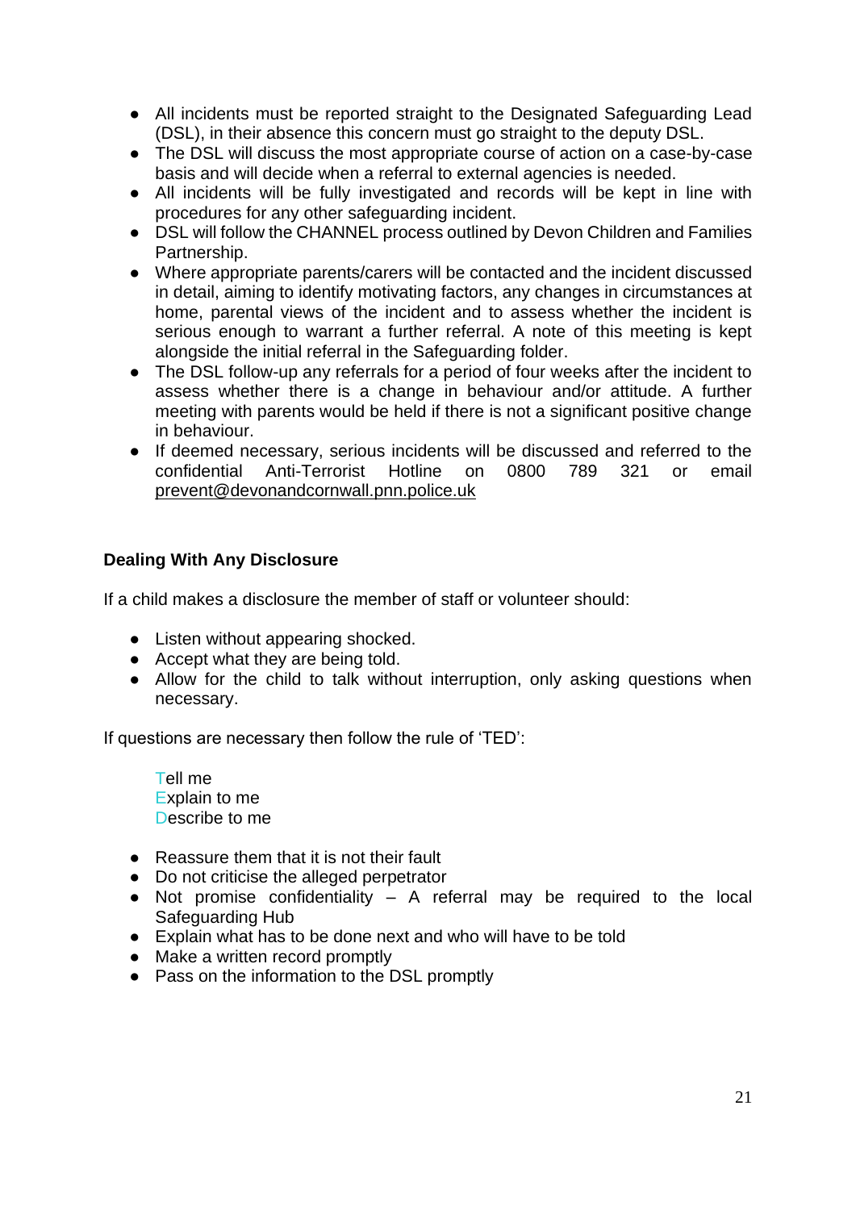- All incidents must be reported straight to the Designated Safeguarding Lead (DSL), in their absence this concern must go straight to the deputy DSL.
- The DSL will discuss the most appropriate course of action on a case-by-case basis and will decide when a referral to external agencies is needed.
- All incidents will be fully investigated and records will be kept in line with procedures for any other safeguarding incident.
- DSL will follow the CHANNEL process outlined by Devon Children and Families Partnership.
- Where appropriate parents/carers will be contacted and the incident discussed in detail, aiming to identify motivating factors, any changes in circumstances at home, parental views of the incident and to assess whether the incident is serious enough to warrant a further referral. A note of this meeting is kept alongside the initial referral in the Safeguarding folder.
- The DSL follow-up any referrals for a period of four weeks after the incident to assess whether there is a change in behaviour and/or attitude. A further meeting with parents would be held if there is not a significant positive change in behaviour.
- If deemed necessary, serious incidents will be discussed and referred to the confidential Anti-Terrorist Hotline on 0800 789 321 or email prevent@devonandcornwall.pnn.police.uk

**Dealing With Any Disclosure**

If a child makes a disclosure the member of staff or volunteer should:

- Listen without appearing shocked.
- Accept what they are being told.
- Allow for the child to talk without interruption, only asking questions when necessary.

If questions are necessary then follow the rule of 'TED':

Tell me
Explain to me
Describe to me

- Reassure them that it is not their fault
- Do not criticise the alleged perpetrator
- Not promise confidentiality – A referral may be required to the local Safeguarding Hub
- Explain what has to be done next and who will have to be told
- Make a written record promptly
- Pass on the information to the DSL promptly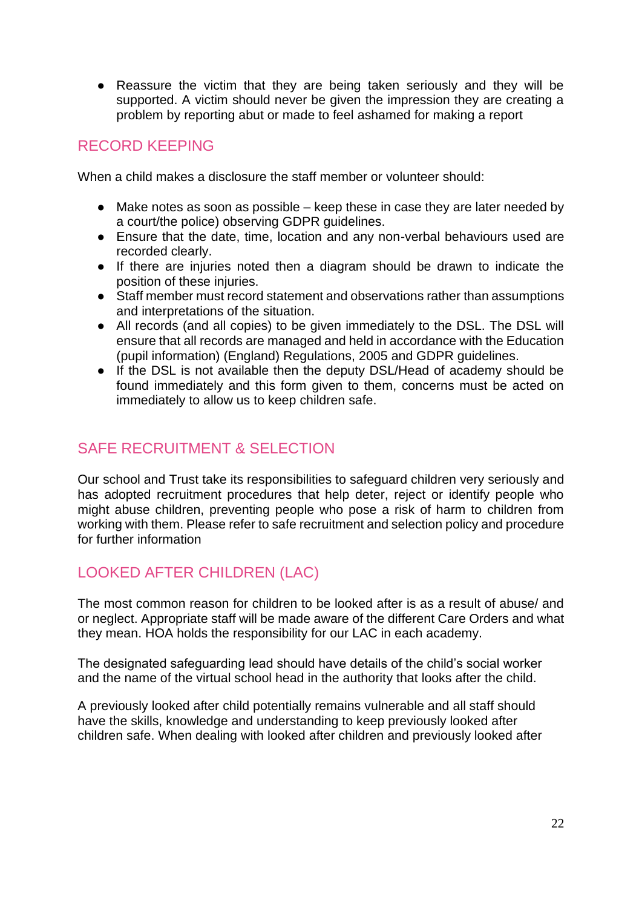- Reassure the victim that they are being taken seriously and they will be supported. A victim should never be given the impression they are creating a problem by reporting abut or made to feel ashamed for making a report

## RECORD KEEPING

When a child makes a disclosure the staff member or volunteer should:

- Make notes as soon as possible – keep these in case they are later needed by a court/the police) observing GDPR guidelines.
- Ensure that the date, time, location and any non-verbal behaviours used are recorded clearly.
- If there are injuries noted then a diagram should be drawn to indicate the position of these injuries.
- Staff member must record statement and observations rather than assumptions and interpretations of the situation.
- All records (and all copies) to be given immediately to the DSL. The DSL will ensure that all records are managed and held in accordance with the Education (pupil information) (England) Regulations, 2005 and GDPR guidelines.
- If the DSL is not available then the deputy DSL/Head of academy should be found immediately and this form given to them, concerns must be acted on immediately to allow us to keep children safe.

## SAFE RECRUITMENT & SELECTION

Our school and Trust take its responsibilities to safeguard children very seriously and has adopted recruitment procedures that help deter, reject or identify people who might abuse children, preventing people who pose a risk of harm to children from working with them. Please refer to safe recruitment and selection policy and procedure for further information

## LOOKED AFTER CHILDREN (LAC)

The most common reason for children to be looked after is as a result of abuse/ and or neglect. Appropriate staff will be made aware of the different Care Orders and what they mean. HOA holds the responsibility for our LAC in each academy.

The designated safeguarding lead should have details of the child's social worker and the name of the virtual school head in the authority that looks after the child.

A previously looked after child potentially remains vulnerable and all staff should have the skills, knowledge and understanding to keep previously looked after children safe. When dealing with looked after children and previously looked after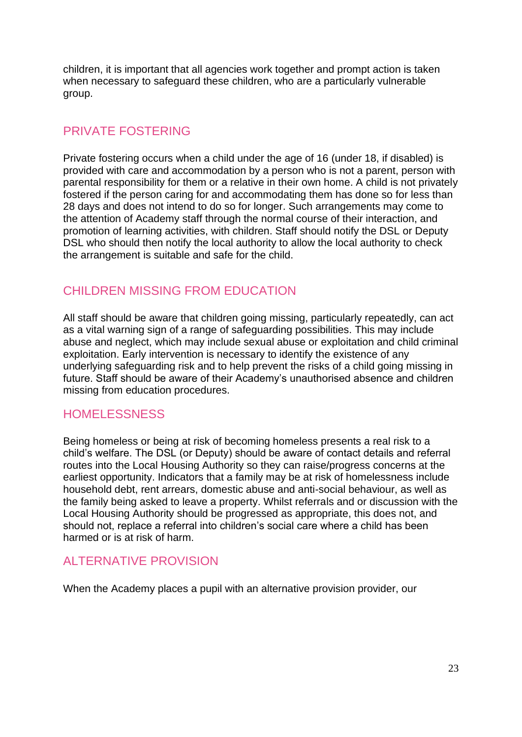children, it is important that all agencies work together and prompt action is taken when necessary to safeguard these children, who are a particularly vulnerable group.

## PRIVATE FOSTERING

Private fostering occurs when a child under the age of 16 (under 18, if disabled) is provided with care and accommodation by a person who is not a parent, person with parental responsibility for them or a relative in their own home. A child is not privately fostered if the person caring for and accommodating them has done so for less than 28 days and does not intend to do so for longer. Such arrangements may come to the attention of Academy staff through the normal course of their interaction, and promotion of learning activities, with children. Staff should notify the DSL or Deputy DSL who should then notify the local authority to allow the local authority to check the arrangement is suitable and safe for the child.

## CHILDREN MISSING FROM EDUCATION

All staff should be aware that children going missing, particularly repeatedly, can act as a vital warning sign of a range of safeguarding possibilities. This may include abuse and neglect, which may include sexual abuse or exploitation and child criminal exploitation. Early intervention is necessary to identify the existence of any underlying safeguarding risk and to help prevent the risks of a child going missing in future. Staff should be aware of their Academy's unauthorised absence and children missing from education procedures.

## HOMELESSNESS

Being homeless or being at risk of becoming homeless presents a real risk to a child's welfare. The DSL (or Deputy) should be aware of contact details and referral routes into the Local Housing Authority so they can raise/progress concerns at the earliest opportunity. Indicators that a family may be at risk of homelessness include household debt, rent arrears, domestic abuse and anti-social behaviour, as well as the family being asked to leave a property. Whilst referrals and or discussion with the Local Housing Authority should be progressed as appropriate, this does not, and should not, replace a referral into children's social care where a child has been harmed or is at risk of harm.

## ALTERNATIVE PROVISION

When the Academy places a pupil with an alternative provision provider, our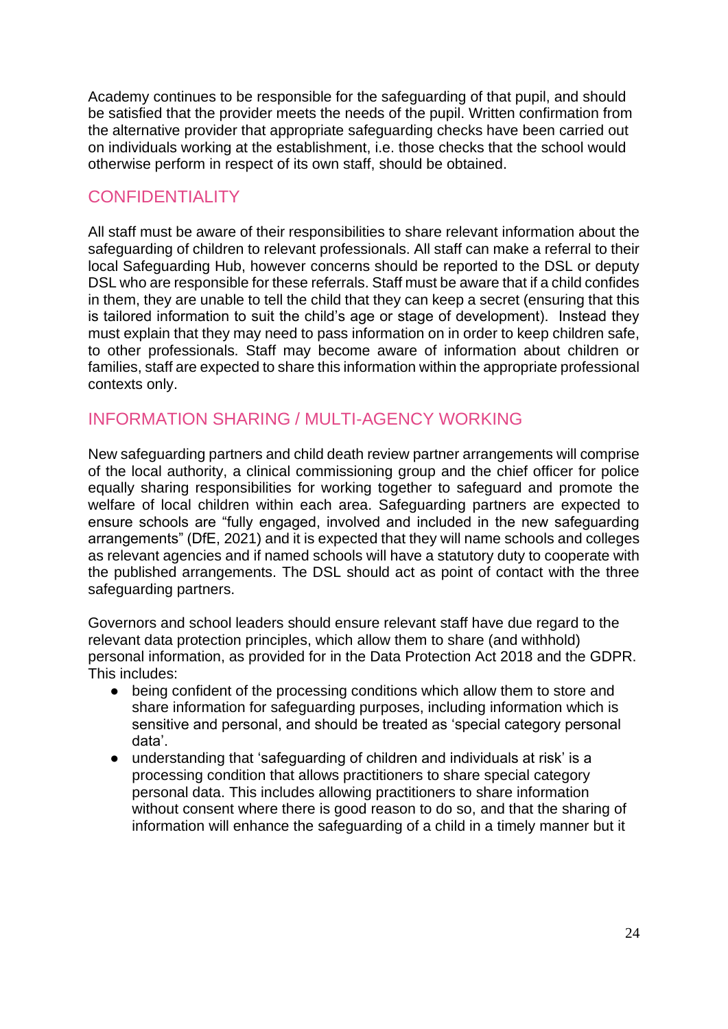Academy continues to be responsible for the safeguarding of that pupil, and should be satisfied that the provider meets the needs of the pupil. Written confirmation from the alternative provider that appropriate safeguarding checks have been carried out on individuals working at the establishment, i.e. those checks that the school would otherwise perform in respect of its own staff, should be obtained.

## CONFIDENTIALITY

All staff must be aware of their responsibilities to share relevant information about the safeguarding of children to relevant professionals. All staff can make a referral to their local Safeguarding Hub, however concerns should be reported to the DSL or deputy DSL who are responsible for these referrals. Staff must be aware that if a child confides in them, they are unable to tell the child that they can keep a secret (ensuring that this is tailored information to suit the child's age or stage of development). Instead they must explain that they may need to pass information on in order to keep children safe, to other professionals. Staff may become aware of information about children or families, staff are expected to share this information within the appropriate professional contexts only.

## INFORMATION SHARING / MULTI-AGENCY WORKING

New safeguarding partners and child death review partner arrangements will comprise of the local authority, a clinical commissioning group and the chief officer for police equally sharing responsibilities for working together to safeguard and promote the welfare of local children within each area. Safeguarding partners are expected to ensure schools are "fully engaged, involved and included in the new safeguarding arrangements" (DfE, 2021) and it is expected that they will name schools and colleges as relevant agencies and if named schools will have a statutory duty to cooperate with the published arrangements. The DSL should act as point of contact with the three safeguarding partners.

Governors and school leaders should ensure relevant staff have due regard to the relevant data protection principles, which allow them to share (and withhold) personal information, as provided for in the Data Protection Act 2018 and the GDPR. This includes:

- being confident of the processing conditions which allow them to store and share information for safeguarding purposes, including information which is sensitive and personal, and should be treated as 'special category personal data'.
- understanding that 'safeguarding of children and individuals at risk' is a processing condition that allows practitioners to share special category personal data. This includes allowing practitioners to share information without consent where there is good reason to do so, and that the sharing of information will enhance the safeguarding of a child in a timely manner but it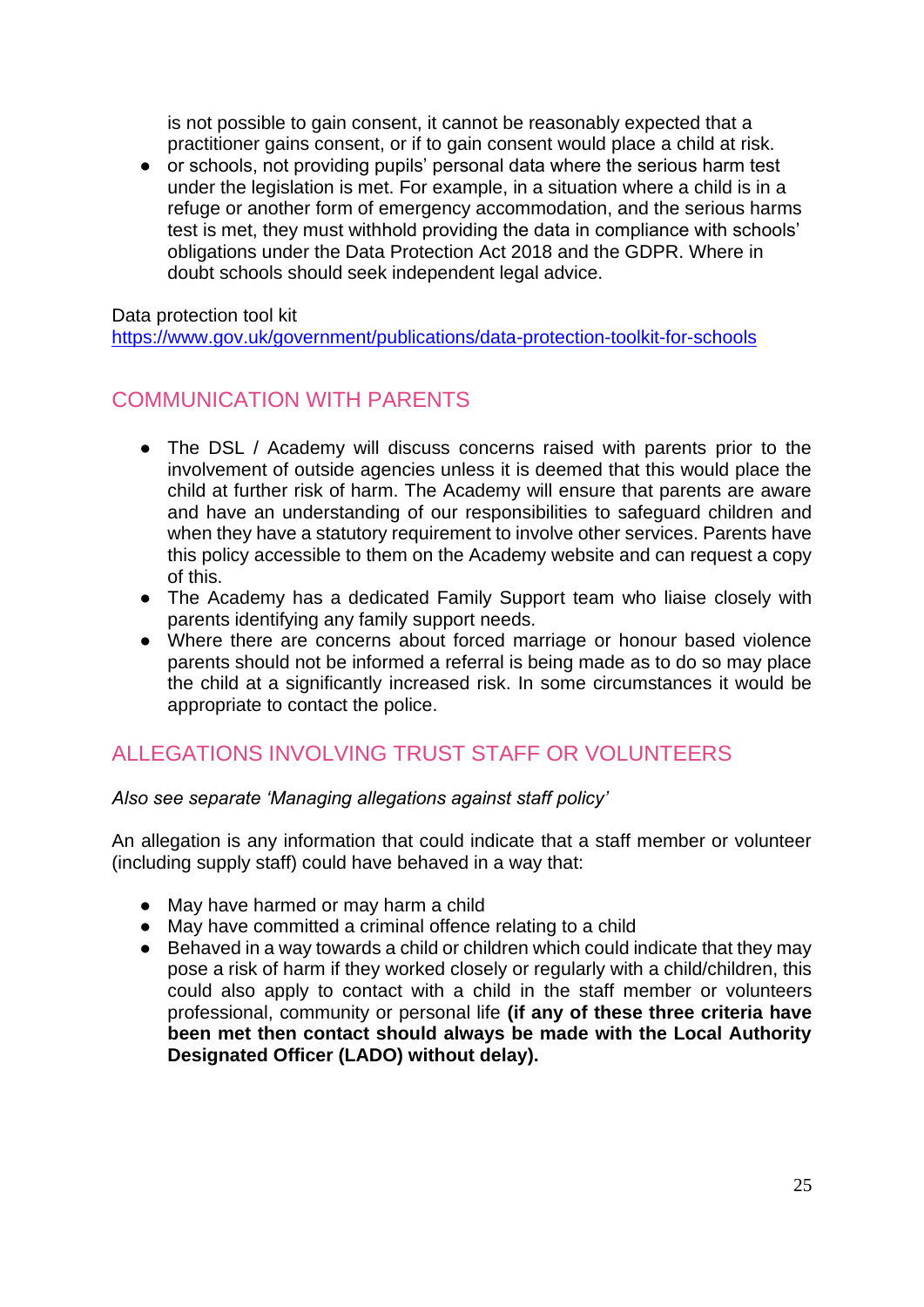is not possible to gain consent, it cannot be reasonably expected that a practitioner gains consent, or if to gain consent would place a child at risk.

- or schools, not providing pupils' personal data where the serious harm test under the legislation is met. For example, in a situation where a child is in a refuge or another form of emergency accommodation, and the serious harms test is met, they must withhold providing the data in compliance with schools' obligations under the Data Protection Act 2018 and the GDPR. Where in doubt schools should seek independent legal advice.

Data protection tool kit
https://www.gov.uk/government/publications/data-protection-toolkit-for-schools

## COMMUNICATION WITH PARENTS

- The DSL / Academy will discuss concerns raised with parents prior to the involvement of outside agencies unless it is deemed that this would place the child at further risk of harm. The Academy will ensure that parents are aware and have an understanding of our responsibilities to safeguard children and when they have a statutory requirement to involve other services. Parents have this policy accessible to them on the Academy website and can request a copy of this.
- The Academy has a dedicated Family Support team who liaise closely with parents identifying any family support needs.
- Where there are concerns about forced marriage or honour based violence parents should not be informed a referral is being made as to do so may place the child at a significantly increased risk. In some circumstances it would be appropriate to contact the police.

## ALLEGATIONS INVOLVING TRUST STAFF OR VOLUNTEERS

*Also see separate 'Managing allegations against staff policy'*

An allegation is any information that could indicate that a staff member or volunteer (including supply staff) could have behaved in a way that:

- May have harmed or may harm a child
- May have committed a criminal offence relating to a child
- Behaved in a way towards a child or children which could indicate that they may pose a risk of harm if they worked closely or regularly with a child/children, this could also apply to contact with a child in the staff member or volunteers professional, community or personal life **(if any of these three criteria have been met then contact should always be made with the Local Authority Designated Officer (LADO) without delay).**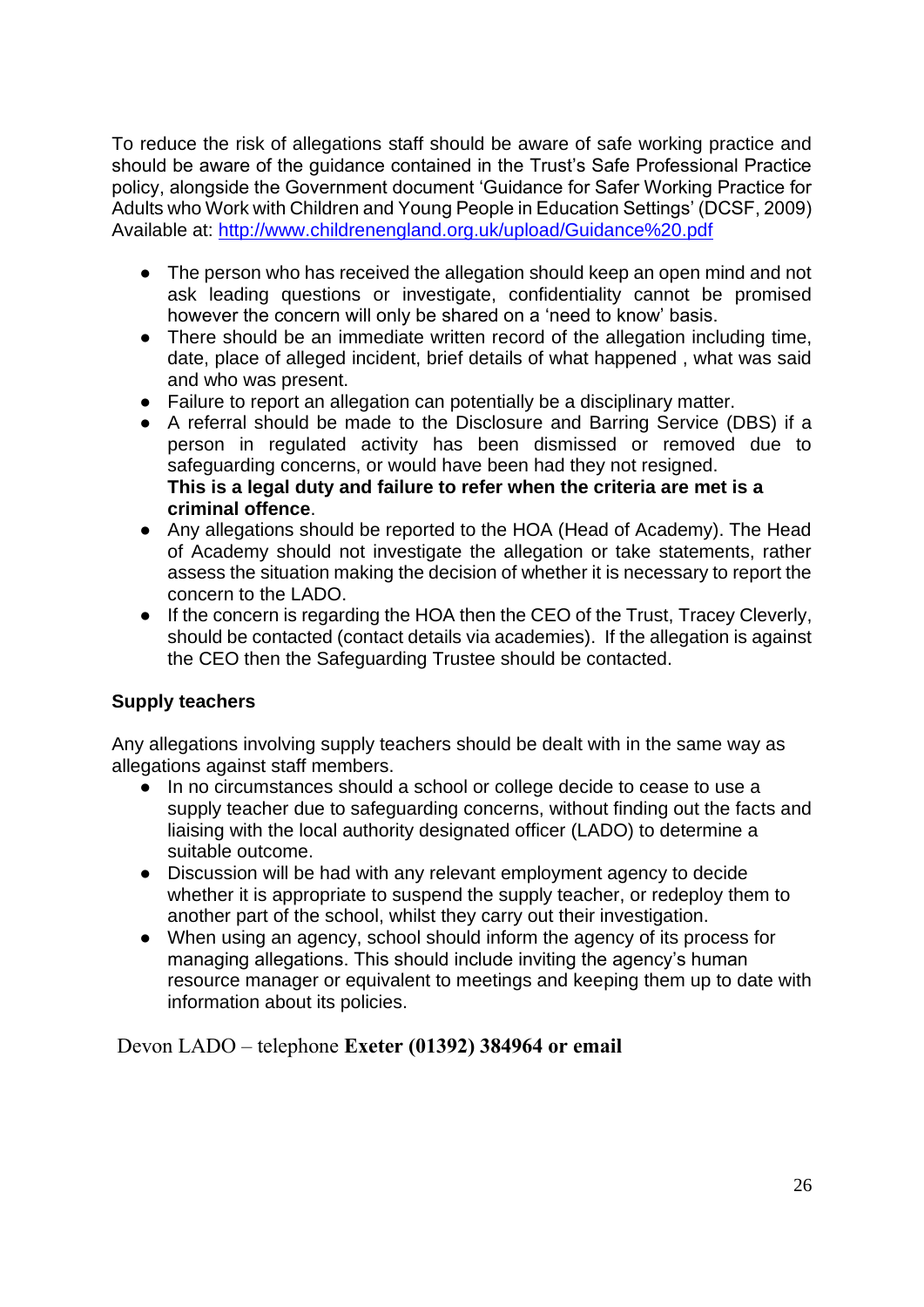To reduce the risk of allegations staff should be aware of safe working practice and should be aware of the guidance contained in the Trust's Safe Professional Practice policy, alongside the Government document 'Guidance for Safer Working Practice for Adults who Work with Children and Young People in Education Settings' (DCSF, 2009) Available at: [http://www.childrenengland.org.uk/upload/Guidance%20.pdf](http://www.childrenengland.org.uk/upload/Guidance%20.pdf)

- The person who has received the allegation should keep an open mind and not ask leading questions or investigate, confidentiality cannot be promised however the concern will only be shared on a 'need to know' basis.
- There should be an immediate written record of the allegation including time, date, place of alleged incident, brief details of what happened , what was said and who was present.
- Failure to report an allegation can potentially be a disciplinary matter.
- A referral should be made to the Disclosure and Barring Service (DBS) if a person in regulated activity has been dismissed or removed due to safeguarding concerns, or would have been had they not resigned.
  **This is a legal duty and failure to refer when the criteria are met is a criminal offence**.
- Any allegations should be reported to the HOA (Head of Academy). The Head of Academy should not investigate the allegation or take statements, rather assess the situation making the decision of whether it is necessary to report the concern to the LADO.
- If the concern is regarding the HOA then the CEO of the Trust, Tracey Cleverly, should be contacted (contact details via academies). If the allegation is against the CEO then the Safeguarding Trustee should be contacted.

**Supply teachers**

Any allegations involving supply teachers should be dealt with in the same way as allegations against staff members.

- In no circumstances should a school or college decide to cease to use a supply teacher due to safeguarding concerns, without finding out the facts and liaising with the local authority designated officer (LADO) to determine a suitable outcome.
- Discussion will be had with any relevant employment agency to decide whether it is appropriate to suspend the supply teacher, or redeploy them to another part of the school, whilst they carry out their investigation.
- When using an agency, school should inform the agency of its process for managing allegations. This should include inviting the agency's human resource manager or equivalent to meetings and keeping them up to date with information about its policies.

Devon LADO – telephone **Exeter (01392) 384964 or email**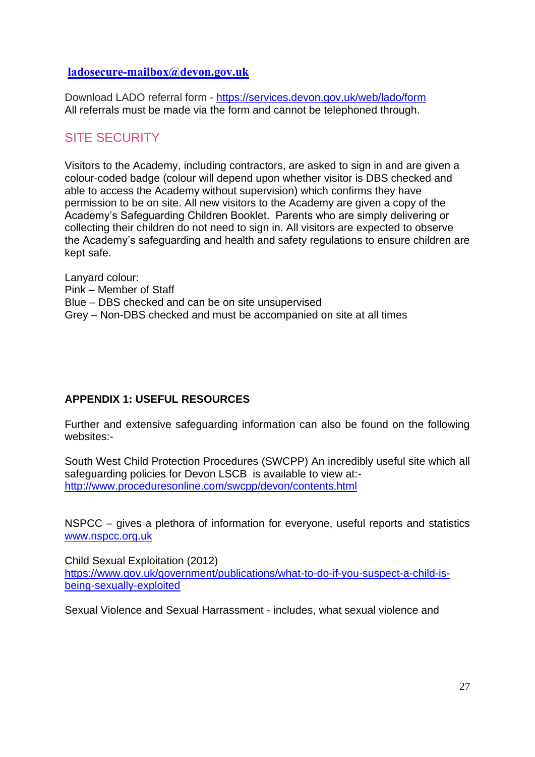**[ladosecure-mailbox@devon.gov.uk](mailto:ladosecure-mailbox@devon.gov.uk)**

Download LADO referral form - [https://services.devon.gov.uk/web/lado/form](https://services.devon.gov.uk/web/lado/form)
All referrals must be made via the form and cannot be telephoned through.

## SITE SECURITY

Visitors to the Academy, including contractors, are asked to sign in and are given a colour-coded badge (colour will depend upon whether visitor is DBS checked and able to access the Academy without supervision) which confirms they have permission to be on site. All new visitors to the Academy are given a copy of the Academy's Safeguarding Children Booklet. Parents who are simply delivering or collecting their children do not need to sign in. All visitors are expected to observe the Academy's safeguarding and health and safety regulations to ensure children are kept safe.

Lanyard colour:
Pink – Member of Staff
Blue – DBS checked and can be on site unsupervised
Grey – Non-DBS checked and must be accompanied on site at all times

**APPENDIX 1: USEFUL RESOURCES**

Further and extensive safeguarding information can also be found on the following websites:-

South West Child Protection Procedures (SWCPP) An incredibly useful site which all safeguarding policies for Devon LSCB is available to view at:-
[http://www.proceduresonline.com/swcpp/devon/contents.html](http://www.proceduresonline.com/swcpp/devon/contents.html)

NSPCC – gives a plethora of information for everyone, useful reports and statistics [www.nspcc.org.uk](http://www.nspcc.org.uk)

Child Sexual Exploitation (2012)
[https://www.gov.uk/government/publications/what-to-do-if-you-suspect-a-child-is-being-sexually-exploited](https://www.gov.uk/government/publications/what-to-do-if-you-suspect-a-child-is-being-sexually-exploited)

Sexual Violence and Sexual Harrassment - includes, what sexual violence and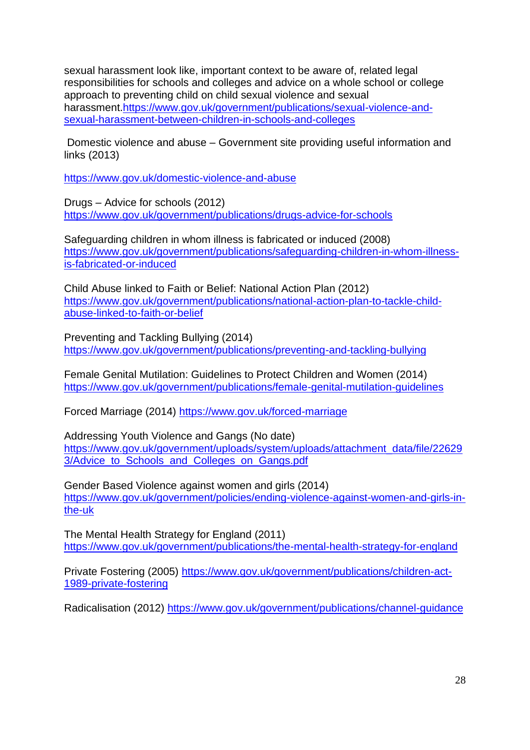sexual harassment look like, important context to be aware of, related legal responsibilities for schools and colleges and advice on a whole school or college approach to preventing child on child sexual violence and sexual harassment.https://www.gov.uk/government/publications/sexual-violence-and-sexual-harassment-between-children-in-schools-and-colleges

Domestic violence and abuse – Government site providing useful information and links (2013)

https://www.gov.uk/domestic-violence-and-abuse

Drugs – Advice for schools (2012)
https://www.gov.uk/government/publications/drugs-advice-for-schools

Safeguarding children in whom illness is fabricated or induced (2008)
https://www.gov.uk/government/publications/safeguarding-children-in-whom-illness-is-fabricated-or-induced

Child Abuse linked to Faith or Belief: National Action Plan (2012)
https://www.gov.uk/government/publications/national-action-plan-to-tackle-child-abuse-linked-to-faith-or-belief

Preventing and Tackling Bullying (2014)
https://www.gov.uk/government/publications/preventing-and-tackling-bullying

Female Genital Mutilation: Guidelines to Protect Children and Women (2014)
https://www.gov.uk/government/publications/female-genital-mutilation-guidelines

Forced Marriage (2014) https://www.gov.uk/forced-marriage

Addressing Youth Violence and Gangs (No date)
https://www.gov.uk/government/uploads/system/uploads/attachment_data/file/226293/Advice_to_Schools_and_Colleges_on_Gangs.pdf

Gender Based Violence against women and girls (2014)
https://www.gov.uk/government/policies/ending-violence-against-women-and-girls-in-the-uk

The Mental Health Strategy for England (2011)
https://www.gov.uk/government/publications/the-mental-health-strategy-for-england

Private Fostering (2005) https://www.gov.uk/government/publications/children-act-1989-private-fostering

Radicalisation (2012) https://www.gov.uk/government/publications/channel-guidance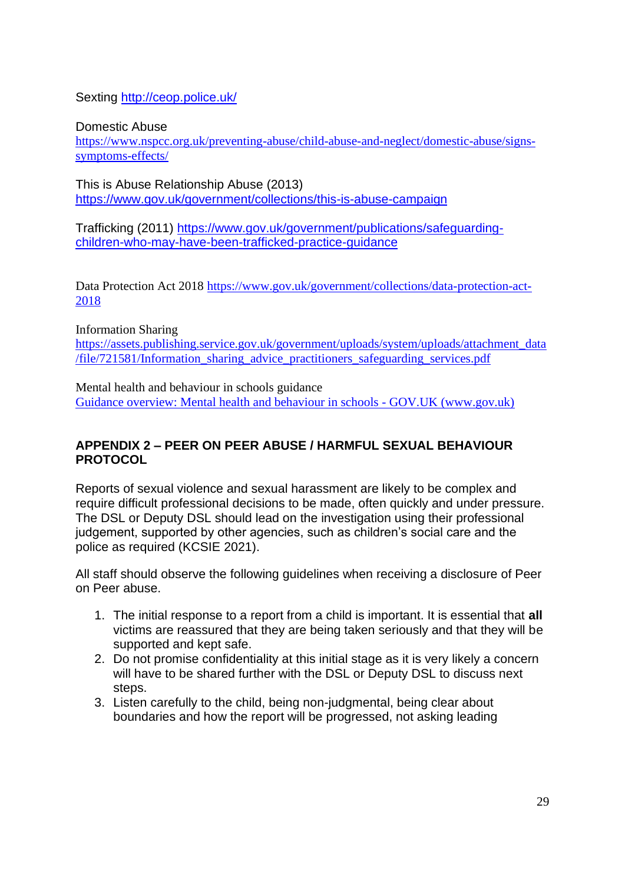Sexting [http://ceop.police.uk/](http://ceop.police.uk/)

Domestic Abuse
[https://www.nspcc.org.uk/preventing-abuse/child-abuse-and-neglect/domestic-abuse/signs-symptoms-effects/](https://www.nspcc.org.uk/preventing-abuse/child-abuse-and-neglect/domestic-abuse/signs-symptoms-effects/)

This is Abuse Relationship Abuse (2013)
[https://www.gov.uk/government/collections/this-is-abuse-campaign](https://www.gov.uk/government/collections/this-is-abuse-campaign)

Trafficking (2011) [https://www.gov.uk/government/publications/safeguarding-children-who-may-have-been-trafficked-practice-guidance](https://www.gov.uk/government/publications/safeguarding-children-who-may-have-been-trafficked-practice-guidance)

Data Protection Act 2018 [https://www.gov.uk/government/collections/data-protection-act-2018](https://www.gov.uk/government/collections/data-protection-act-2018)

Information Sharing
[https://assets.publishing.service.gov.uk/government/uploads/system/uploads/attachment_data/file/721581/Information_sharing_advice_practitioners_safeguarding_services.pdf](https://assets.publishing.service.gov.uk/government/uploads/system/uploads/attachment_data/file/721581/Information_sharing_advice_practitioners_safeguarding_services.pdf)

Mental health and behaviour in schools guidance
Guidance overview: Mental health and behaviour in schools - GOV.UK (www.gov.uk)

## APPENDIX 2 – PEER ON PEER ABUSE / HARMFUL SEXUAL BEHAVIOUR PROTOCOL

Reports of sexual violence and sexual harassment are likely to be complex and require difficult professional decisions to be made, often quickly and under pressure. The DSL or Deputy DSL should lead on the investigation using their professional judgement, supported by other agencies, such as children's social care and the police as required (KCSIE 2021).

All staff should observe the following guidelines when receiving a disclosure of Peer on Peer abuse.

1. The initial response to a report from a child is important. It is essential that **all** victims are reassured that they are being taken seriously and that they will be supported and kept safe.
2. Do not promise confidentiality at this initial stage as it is very likely a concern will have to be shared further with the DSL or Deputy DSL to discuss next steps.
3. Listen carefully to the child, being non-judgmental, being clear about boundaries and how the report will be progressed, not asking leading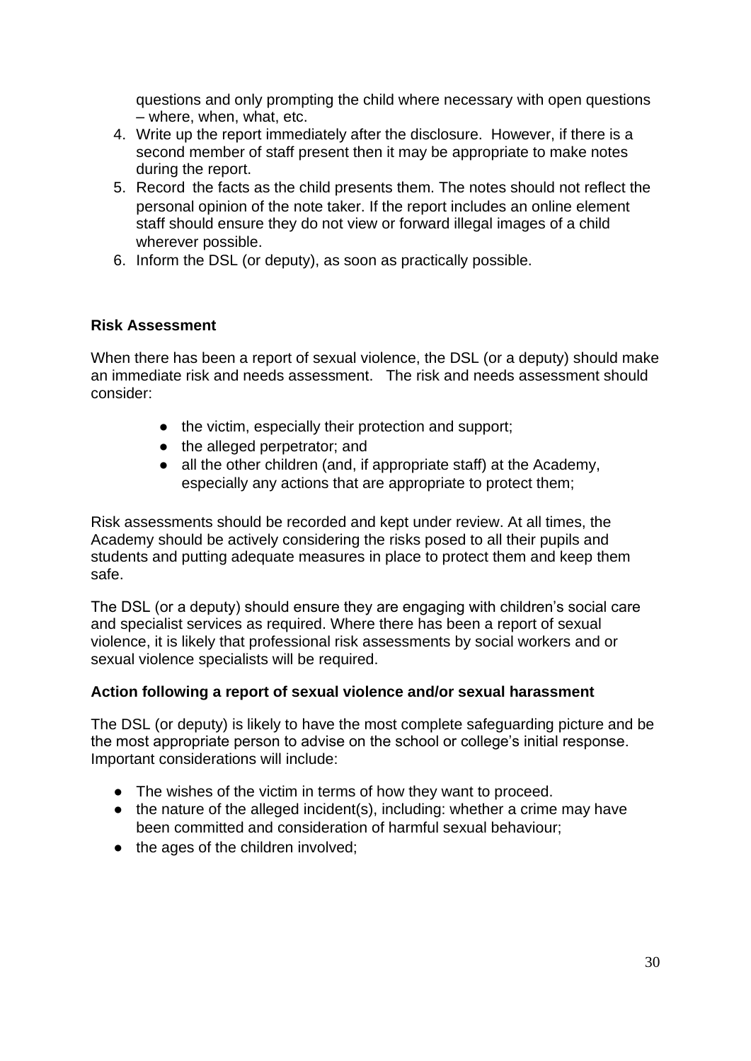questions and only prompting the child where necessary with open questions – where, when, what, etc.

4. Write up the report immediately after the disclosure. However, if there is a second member of staff present then it may be appropriate to make notes during the report.
5. Record the facts as the child presents them. The notes should not reflect the personal opinion of the note taker. If the report includes an online element staff should ensure they do not view or forward illegal images of a child wherever possible.
6. Inform the DSL (or deputy), as soon as practically possible.

**Risk Assessment**

When there has been a report of sexual violence, the DSL (or a deputy) should make an immediate risk and needs assessment. The risk and needs assessment should consider:

- the victim, especially their protection and support;
- the alleged perpetrator; and
- all the other children (and, if appropriate staff) at the Academy, especially any actions that are appropriate to protect them;

Risk assessments should be recorded and kept under review. At all times, the Academy should be actively considering the risks posed to all their pupils and students and putting adequate measures in place to protect them and keep them safe.

The DSL (or a deputy) should ensure they are engaging with children's social care and specialist services as required. Where there has been a report of sexual violence, it is likely that professional risk assessments by social workers and or sexual violence specialists will be required.

**Action following a report of sexual violence and/or sexual harassment**

The DSL (or deputy) is likely to have the most complete safeguarding picture and be the most appropriate person to advise on the school or college's initial response. Important considerations will include:

- The wishes of the victim in terms of how they want to proceed.
- the nature of the alleged incident(s), including: whether a crime may have been committed and consideration of harmful sexual behaviour;
- the ages of the children involved;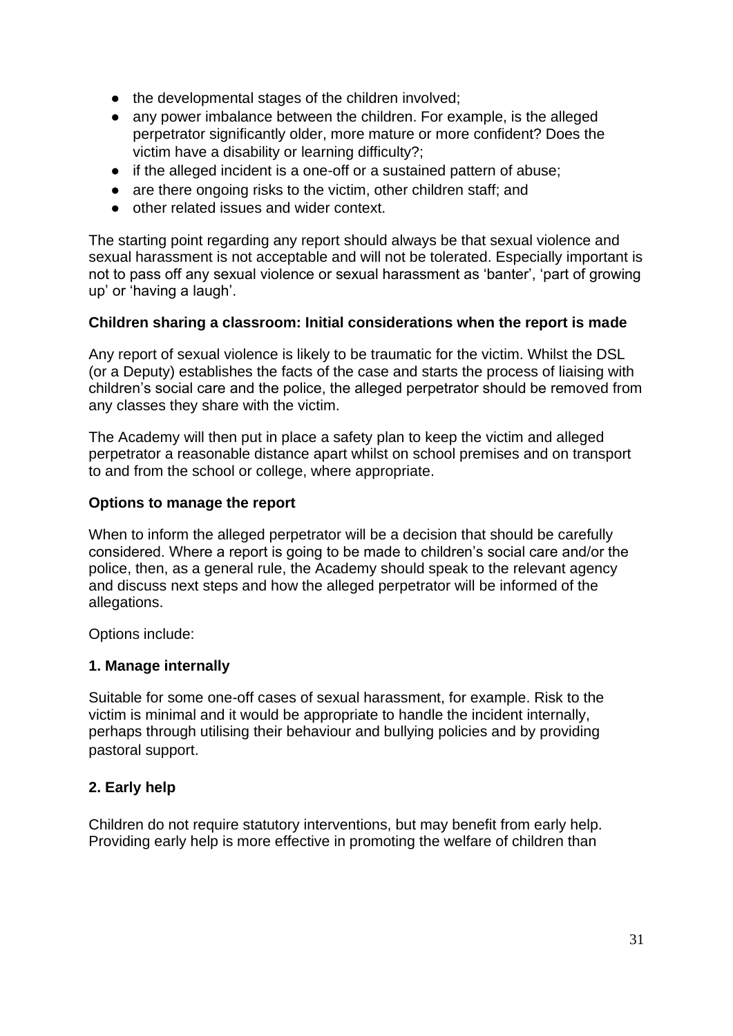- the developmental stages of the children involved;
- any power imbalance between the children. For example, is the alleged perpetrator significantly older, more mature or more confident? Does the victim have a disability or learning difficulty?;
- if the alleged incident is a one-off or a sustained pattern of abuse;
- are there ongoing risks to the victim, other children staff; and
- other related issues and wider context.

The starting point regarding any report should always be that sexual violence and sexual harassment is not acceptable and will not be tolerated. Especially important is not to pass off any sexual violence or sexual harassment as 'banter', 'part of growing up' or 'having a laugh'.

**Children sharing a classroom: Initial considerations when the report is made**

Any report of sexual violence is likely to be traumatic for the victim. Whilst the DSL (or a Deputy) establishes the facts of the case and starts the process of liaising with children's social care and the police, the alleged perpetrator should be removed from any classes they share with the victim.

The Academy will then put in place a safety plan to keep the victim and alleged perpetrator a reasonable distance apart whilst on school premises and on transport to and from the school or college, where appropriate.

**Options to manage the report**

When to inform the alleged perpetrator will be a decision that should be carefully considered. Where a report is going to be made to children's social care and/or the police, then, as a general rule, the Academy should speak to the relevant agency and discuss next steps and how the alleged perpetrator will be informed of the allegations.

Options include:

**1. Manage internally**

Suitable for some one-off cases of sexual harassment, for example. Risk to the victim is minimal and it would be appropriate to handle the incident internally, perhaps through utilising their behaviour and bullying policies and by providing pastoral support.

**2. Early help**

Children do not require statutory interventions, but may benefit from early help. Providing early help is more effective in promoting the welfare of children than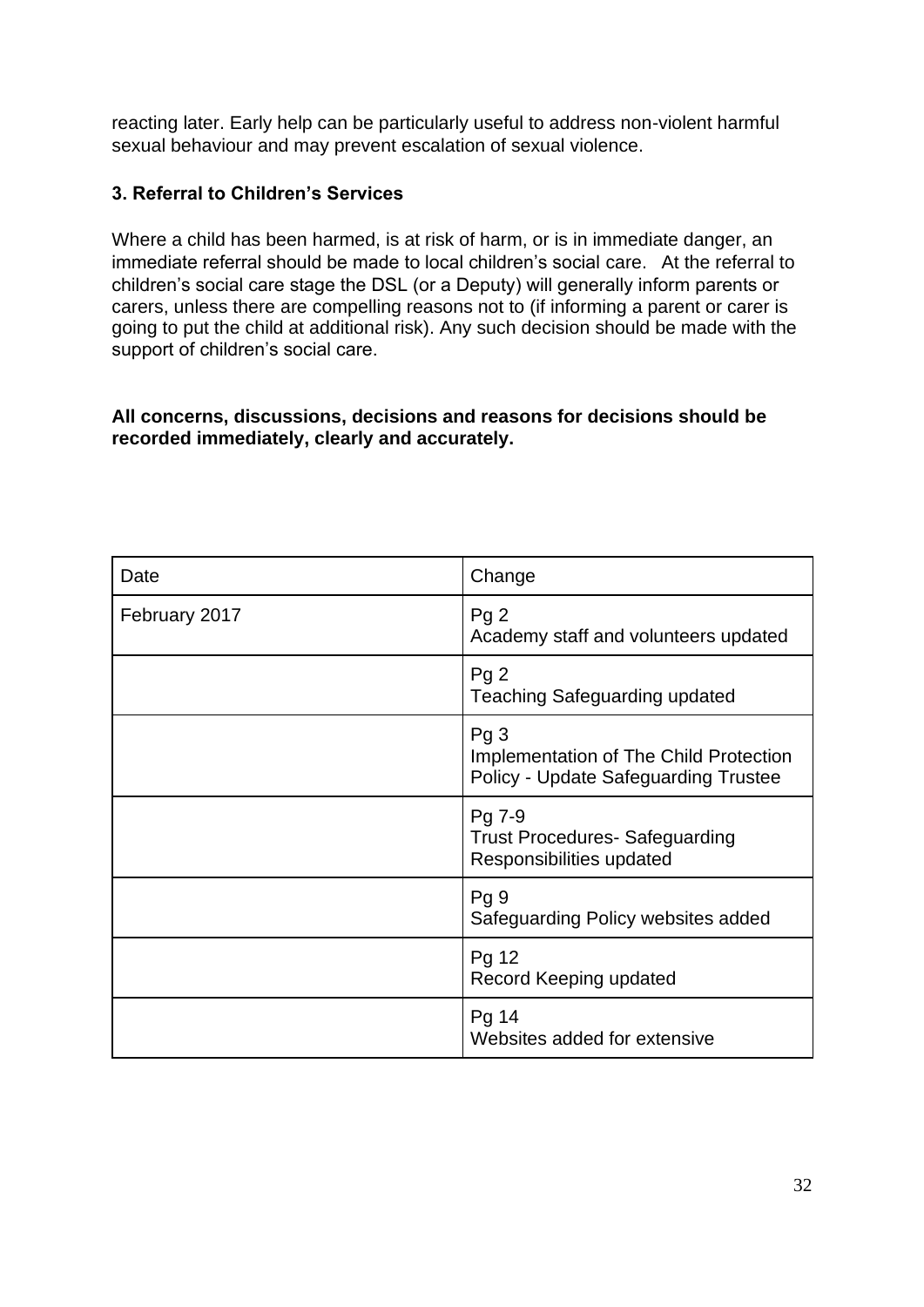reacting later. Early help can be particularly useful to address non-violent harmful sexual behaviour and may prevent escalation of sexual violence.

**3. Referral to Children's Services**

Where a child has been harmed, is at risk of harm, or is in immediate danger, an immediate referral should be made to local children's social care. At the referral to children's social care stage the DSL (or a Deputy) will generally inform parents or carers, unless there are compelling reasons not to (if informing a parent or carer is going to put the child at additional risk). Any such decision should be made with the support of children's social care.

**All concerns, discussions, decisions and reasons for decisions should be recorded immediately, clearly and accurately.**

| Date | Change |
| --- | --- |
| February 2017 | Pg 2<br>Academy staff and volunteers updated |
| | Pg 2<br>Teaching Safeguarding updated |
| | Pg 3<br>Implementation of The Child Protection Policy - Update Safeguarding Trustee |
| | Pg 7-9<br>Trust Procedures- Safeguarding Responsibilities updated |
| | Pg 9<br>Safeguarding Policy websites added |
| | Pg 12<br>Record Keeping updated |
| | Pg 14<br>Websites added for extensive |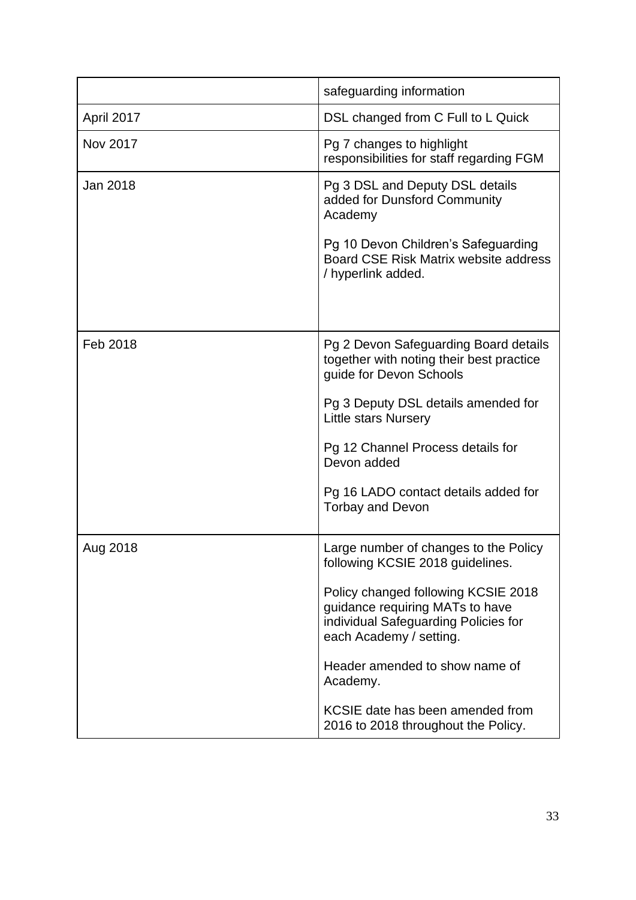| | |
|---|---|
| | safeguarding information |
| April 2017 | DSL changed from C Full to L Quick |
| Nov 2017 | Pg 7 changes to highlight responsibilities for staff regarding FGM |
| Jan 2018 | Pg 3 DSL and Deputy DSL details added for Dunsford Community Academy<br><br>Pg 10 Devon Children's Safeguarding Board CSE Risk Matrix website address / hyperlink added. |
| Feb 2018 | Pg 2 Devon Safeguarding Board details together with noting their best practice guide for Devon Schools<br><br>Pg 3 Deputy DSL details amended for Little stars Nursery<br><br>Pg 12 Channel Process details for Devon added<br><br>Pg 16 LADO contact details added for Torbay and Devon |
| Aug 2018 | Large number of changes to the Policy following KCSIE 2018 guidelines.<br><br>Policy changed following KCSIE 2018 guidance requiring MATs to have individual Safeguarding Policies for each Academy / setting.<br><br>Header amended to show name of Academy.<br><br>KCSIE date has been amended from 2016 to 2018 throughout the Policy. |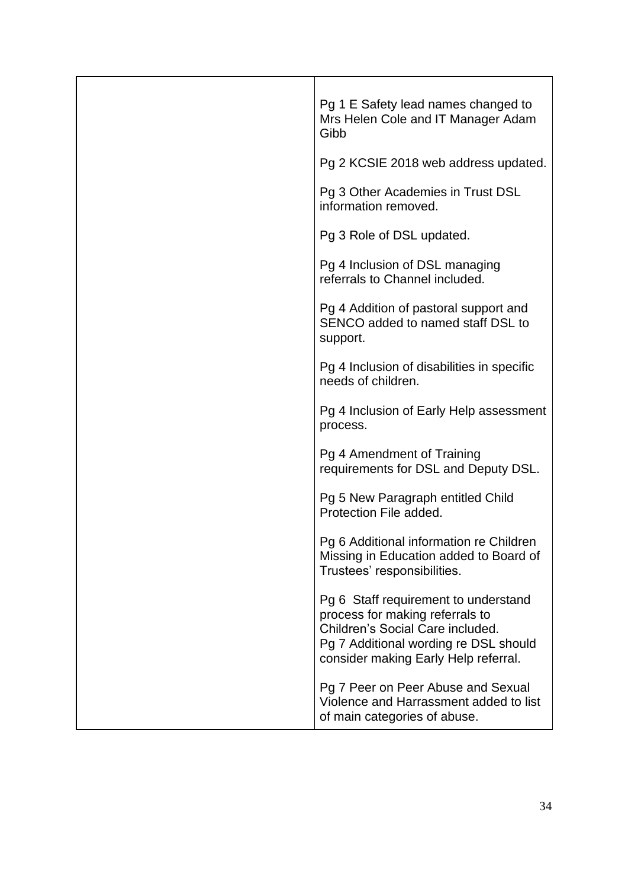| | |
|---|---|
| | Pg 1 E Safety lead names changed to Mrs Helen Cole and IT Manager Adam Gibb<br><br>Pg 2 KCSIE 2018 web address updated.<br><br>Pg 3 Other Academies in Trust DSL information removed.<br><br>Pg 3 Role of DSL updated.<br><br>Pg 4 Inclusion of DSL managing referrals to Channel included.<br><br>Pg 4 Addition of pastoral support and SENCO added to named staff DSL to support.<br><br>Pg 4 Inclusion of disabilities in specific needs of children.<br><br>Pg 4 Inclusion of Early Help assessment process.<br><br>Pg 4 Amendment of Training requirements for DSL and Deputy DSL.<br><br>Pg 5 New Paragraph entitled Child Protection File added.<br><br>Pg 6 Additional information re Children Missing in Education added to Board of Trustees' responsibilities.<br><br>Pg 6 Staff requirement to understand process for making referrals to Children's Social Care included.<br>Pg 7 Additional wording re DSL should consider making Early Help referral.<br><br>Pg 7 Peer on Peer Abuse and Sexual Violence and Harrassment added to list of main categories of abuse. |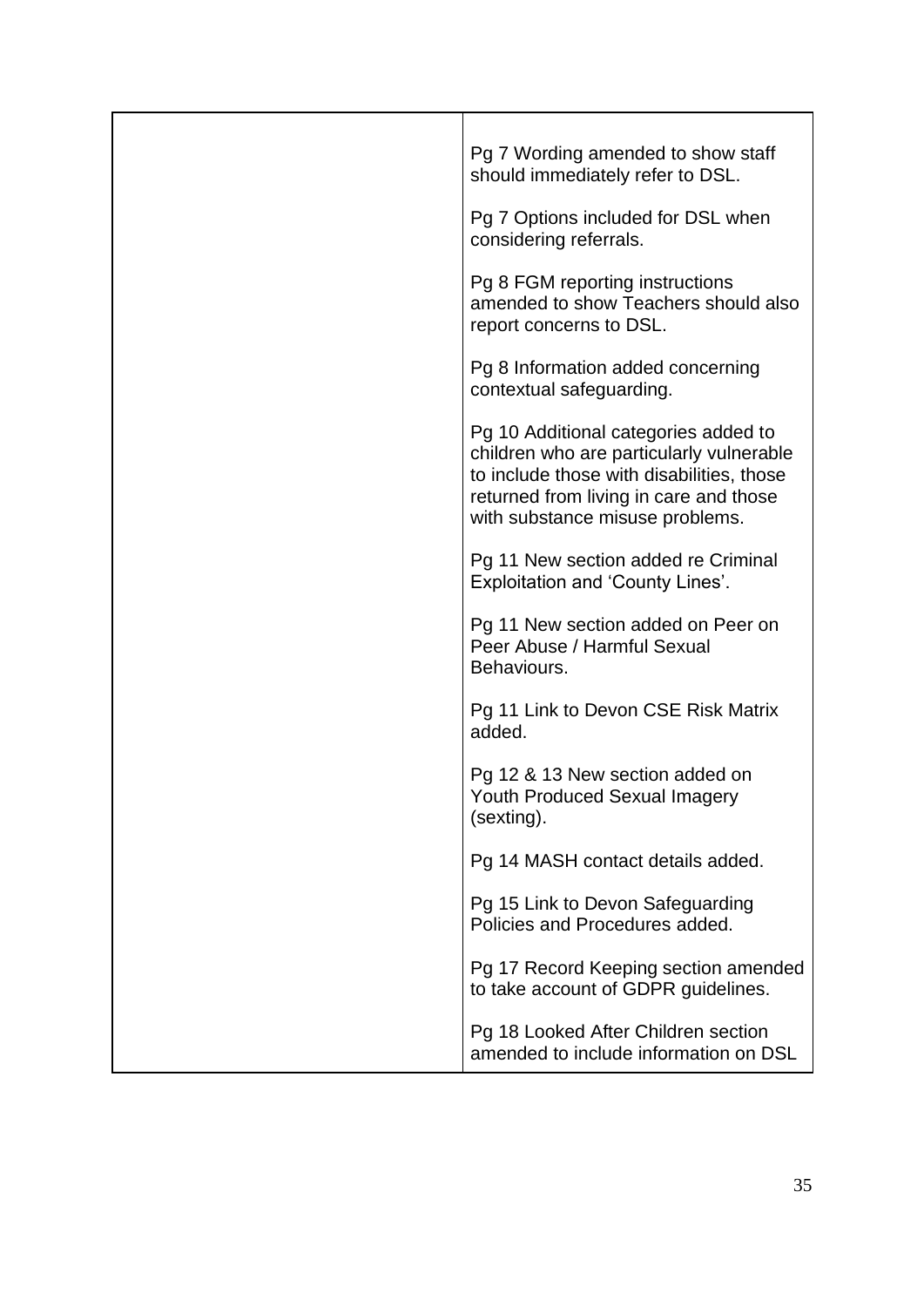| | |
|---|---|
| | Pg 7 Wording amended to show staff should immediately refer to DSL.<br><br>Pg 7 Options included for DSL when considering referrals.<br><br>Pg 8 FGM reporting instructions amended to show Teachers should also report concerns to DSL.<br><br>Pg 8 Information added concerning contextual safeguarding.<br><br>Pg 10 Additional categories added to children who are particularly vulnerable to include those with disabilities, those returned from living in care and those with substance misuse problems.<br><br>Pg 11 New section added re Criminal Exploitation and 'County Lines'.<br><br>Pg 11 New section added on Peer on Peer Abuse / Harmful Sexual Behaviours.<br><br>Pg 11 Link to Devon CSE Risk Matrix added.<br><br>Pg 12 & 13 New section added on Youth Produced Sexual Imagery (sexting).<br><br>Pg 14 MASH contact details added.<br><br>Pg 15 Link to Devon Safeguarding Policies and Procedures added.<br><br>Pg 17 Record Keeping section amended to take account of GDPR guidelines.<br><br>Pg 18 Looked After Children section amended to include information on DSL |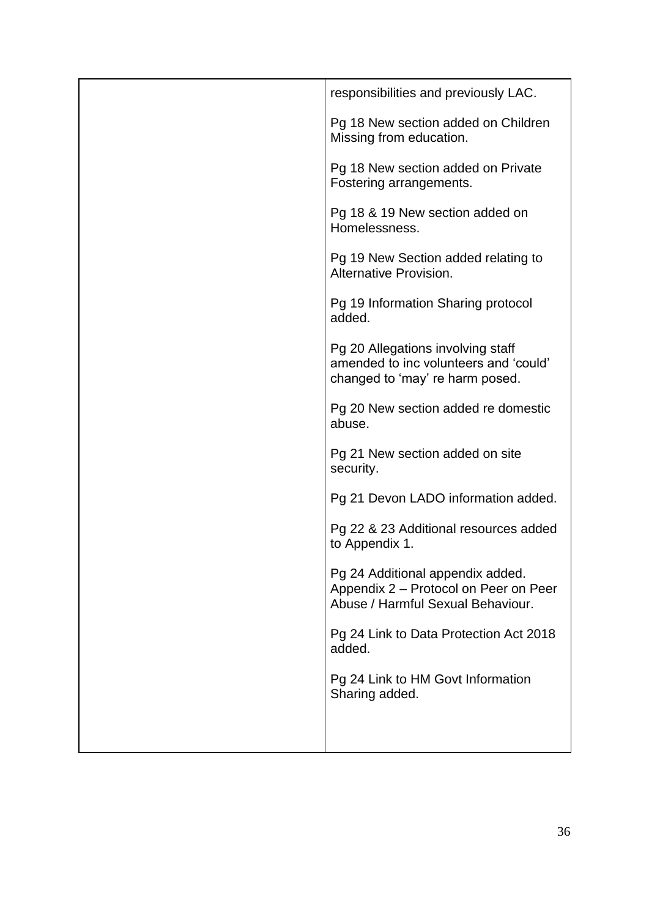| | |
|---|---|
| | responsibilities and previously LAC.<br><br>Pg 18 New section added on Children Missing from education.<br><br>Pg 18 New section added on Private Fostering arrangements.<br><br>Pg 18 & 19 New section added on Homelessness.<br><br>Pg 19 New Section added relating to Alternative Provision.<br><br>Pg 19 Information Sharing protocol added.<br><br>Pg 20 Allegations involving staff amended to inc volunteers and 'could' changed to 'may' re harm posed.<br><br>Pg 20 New section added re domestic abuse.<br><br>Pg 21 New section added on site security.<br><br>Pg 21 Devon LADO information added.<br><br>Pg 22 & 23 Additional resources added to Appendix 1.<br><br>Pg 24 Additional appendix added. Appendix 2 – Protocol on Peer on Peer Abuse / Harmful Sexual Behaviour.<br><br>Pg 24 Link to Data Protection Act 2018 added.<br><br>Pg 24 Link to HM Govt Information Sharing added. |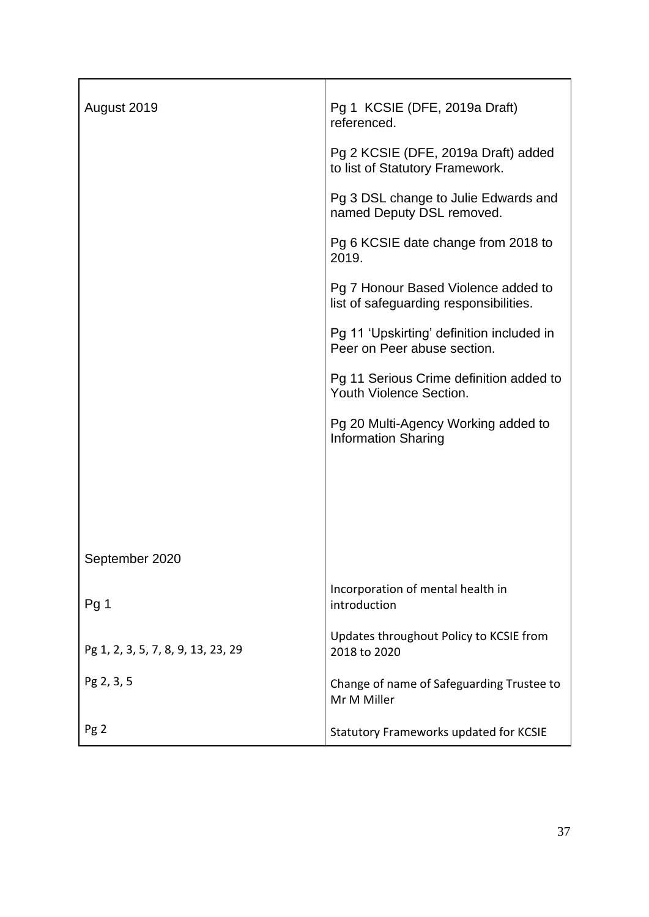| | |
|---|---|
| August 2019 | Pg 1 KCSIE (DFE, 2019a Draft) referenced.<br><br>Pg 2 KCSIE (DFE, 2019a Draft) added to list of Statutory Framework.<br><br>Pg 3 DSL change to Julie Edwards and named Deputy DSL removed.<br><br>Pg 6 KCSIE date change from 2018 to 2019.<br><br>Pg 7 Honour Based Violence added to list of safeguarding responsibilities.<br><br>Pg 11 'Upskirting' definition included in Peer on Peer abuse section.<br><br>Pg 11 Serious Crime definition added to Youth Violence Section.<br><br>Pg 20 Multi-Agency Working added to Information Sharing |
| September 2020 | |
| Pg 1 | Incorporation of mental health in introduction |
| Pg 1, 2, 3, 5, 7, 8, 9, 13, 23, 29 | Updates throughout Policy to KCSIE from 2018 to 2020 |
| Pg 2, 3, 5 | Change of name of Safeguarding Trustee to Mr M Miller |
| Pg 2 | Statutory Frameworks updated for KCSIE |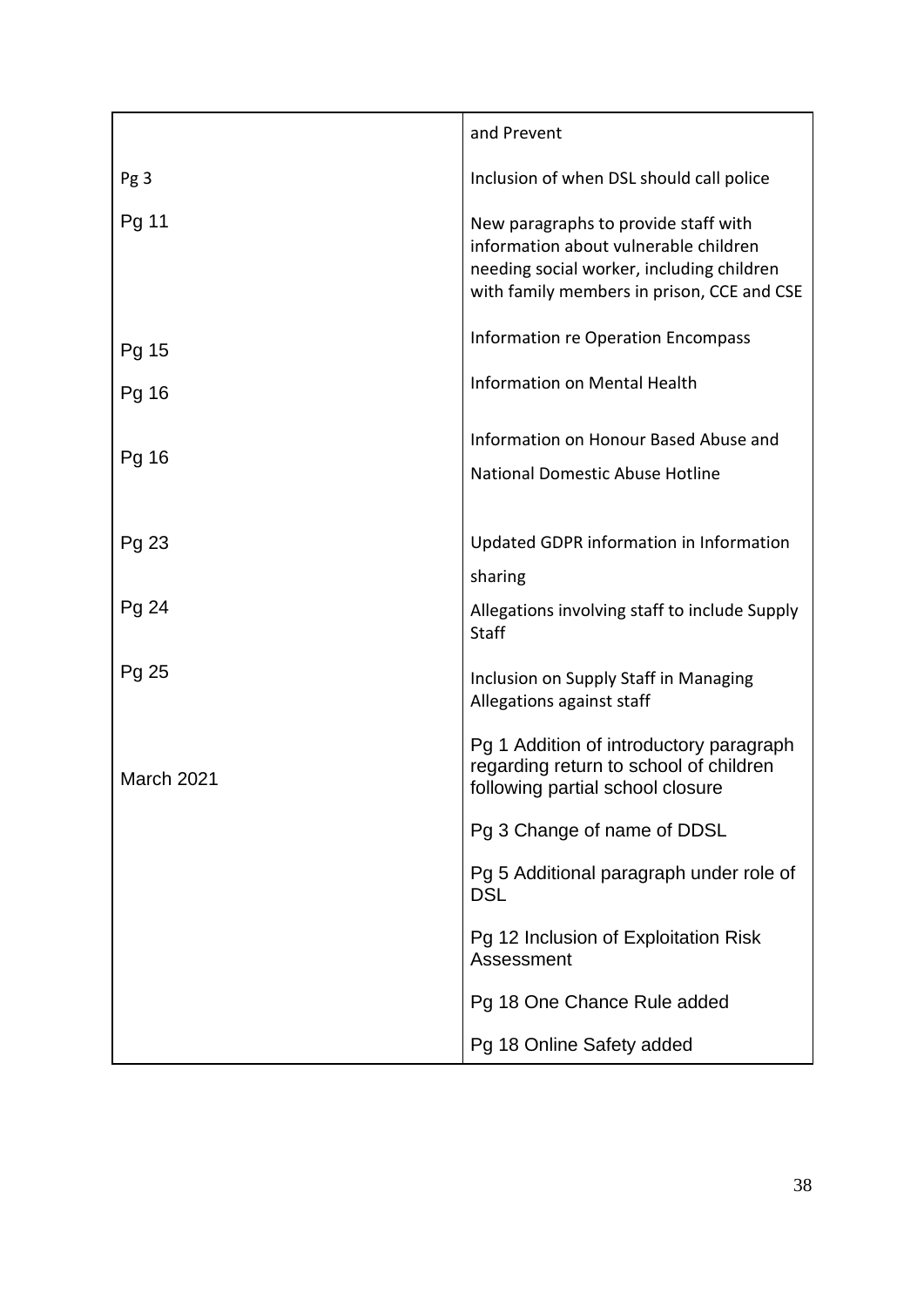| | |
|---|---|
| | and Prevent |
| Pg 3 | Inclusion of when DSL should call police |
| Pg 11 | New paragraphs to provide staff with information about vulnerable children needing social worker, including children with family members in prison, CCE and CSE |
| Pg 15 | Information re Operation Encompass |
| Pg 16 | Information on Mental Health |
| Pg 16 | Information on Honour Based Abuse and National Domestic Abuse Hotline |
| Pg 23 | Updated GDPR information in Information sharing |
| Pg 24 | Allegations involving staff to include Supply Staff |
| Pg 25 | Inclusion on Supply Staff in Managing Allegations against staff |
| March 2021 | Pg 1 Addition of introductory paragraph regarding return to school of children following partial school closure |
| | Pg 3 Change of name of DDSL |
| | Pg 5 Additional paragraph under role of DSL |
| | Pg 12 Inclusion of Exploitation Risk Assessment |
| | Pg 18 One Chance Rule added |
| | Pg 18 Online Safety added |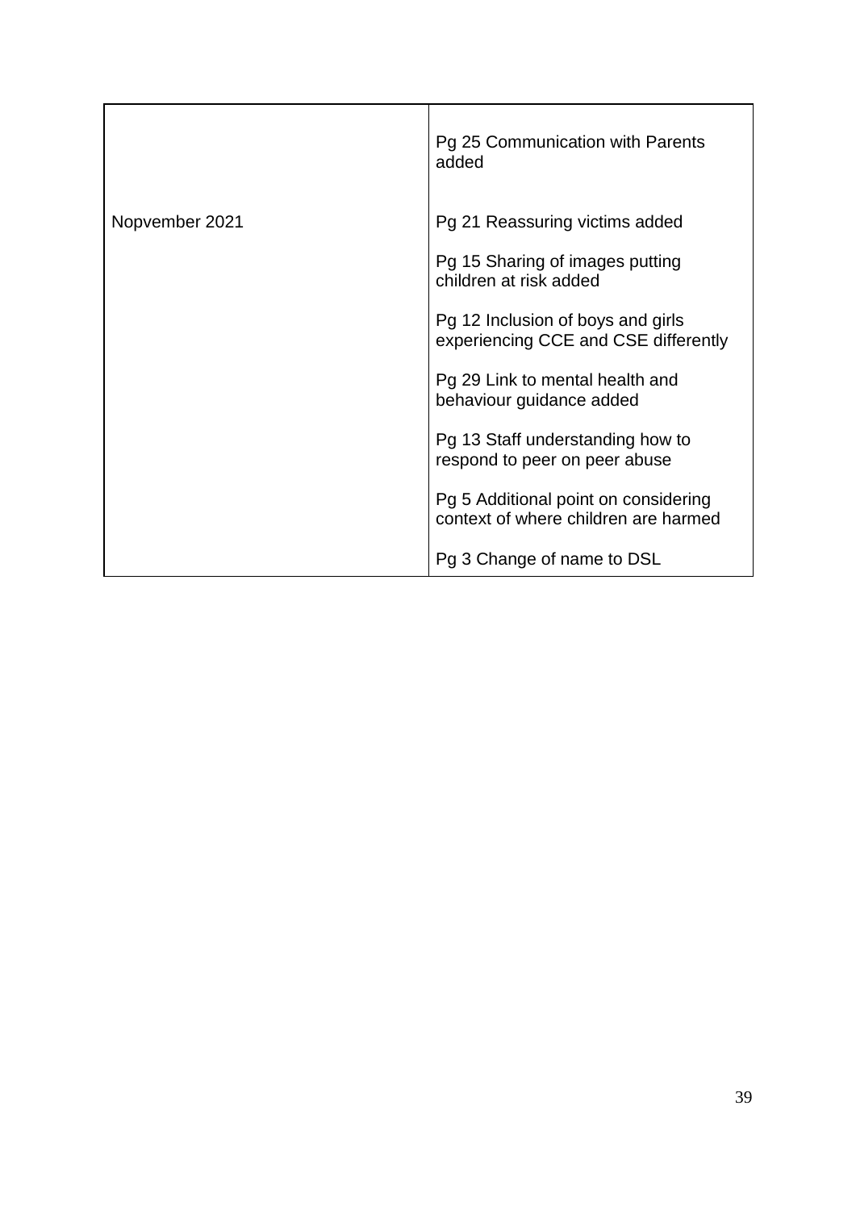| | |
|---|---|
| Nopvember 2021 | Pg 25 Communication with Parents added<br><br>Pg 21 Reassuring victims added<br><br>Pg 15 Sharing of images putting children at risk added<br><br>Pg 12 Inclusion of boys and girls experiencing CCE and CSE differently<br><br>Pg 29 Link to mental health and behaviour guidance added<br><br>Pg 13 Staff understanding how to respond to peer on peer abuse<br><br>Pg 5 Additional point on considering context of where children are harmed<br><br>Pg 3 Change of name to DSL |